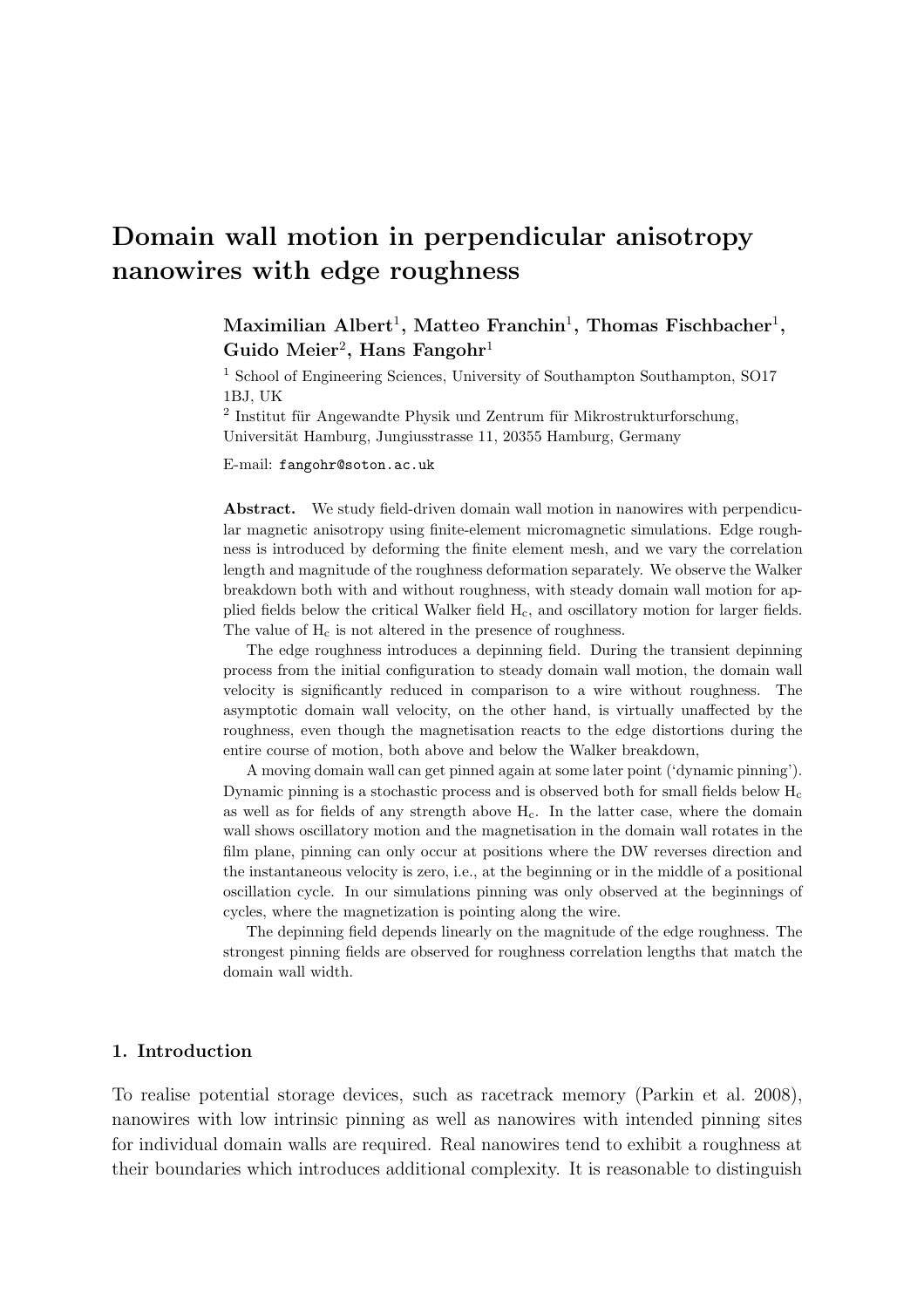# Domain wall motion in perpendicular anisotropy nanowires with edge roughness

**Maximilian Albert[1], Matteo Franchin[1], Thomas Fischbacher[1], Guido Meier[2], Hans Fangohr[1]**

[1] School of Engineering Sciences, University of Southampton Southampton, SO17 1BJ, UK

[2] Institut für Angewandte Physik und Zentrum für Mikrostrukturforschung, Universität Hamburg, Jungiusstrasse 11, 20355 Hamburg, Germany

E-mail: fangohr@soton.ac.uk

**Abstract.** We study field-driven domain wall motion in nanowires with perpendicular magnetic anisotropy using finite-element micromagnetic simulations. Edge roughness is introduced by deforming the finite element mesh, and we vary the correlation length and magnitude of the roughness deformation separately. We observe the Walker breakdown both with and without roughness, with steady domain wall motion for applied fields below the critical Walker field $H_c$, and oscillatory motion for larger fields. The value of $H_c$ is not altered in the presence of roughness.

The edge roughness introduces a depinning field. During the transient depinning process from the initial configuration to steady domain wall motion, the domain wall velocity is significantly reduced in comparison to a wire without roughness. The asymptotic domain wall velocity, on the other hand, is virtually unaffected by the roughness, even though the magnetisation reacts to the edge distortions during the entire course of motion, both above and below the Walker breakdown,

A moving domain wall can get pinned again at some later point ('dynamic pinning'). Dynamic pinning is a stochastic process and is observed both for small fields below $H_c$ as well as for fields of any strength above $H_c$. In the latter case, where the domain wall shows oscillatory motion and the magnetisation in the domain wall rotates in the film plane, pinning can only occur at positions where the DW reverses direction and the instantaneous velocity is zero, i.e., at the beginning or in the middle of a positional oscillation cycle. In our simulations pinning was only observed at the beginnings of cycles, where the magnetization is pointing along the wire.

The depinning field depends linearly on the magnitude of the edge roughness. The strongest pinning fields are observed for roughness correlation lengths that match the domain wall width.

## 1. Introduction

To realise potential storage devices, such as racetrack memory (Parkin et al. 2008), nanowires with low intrinsic pinning as well as nanowires with intended pinning sites for individual domain walls are required. Real nanowires tend to exhibit a roughness at their boundaries which introduces additional complexity. It is reasonable to distinguish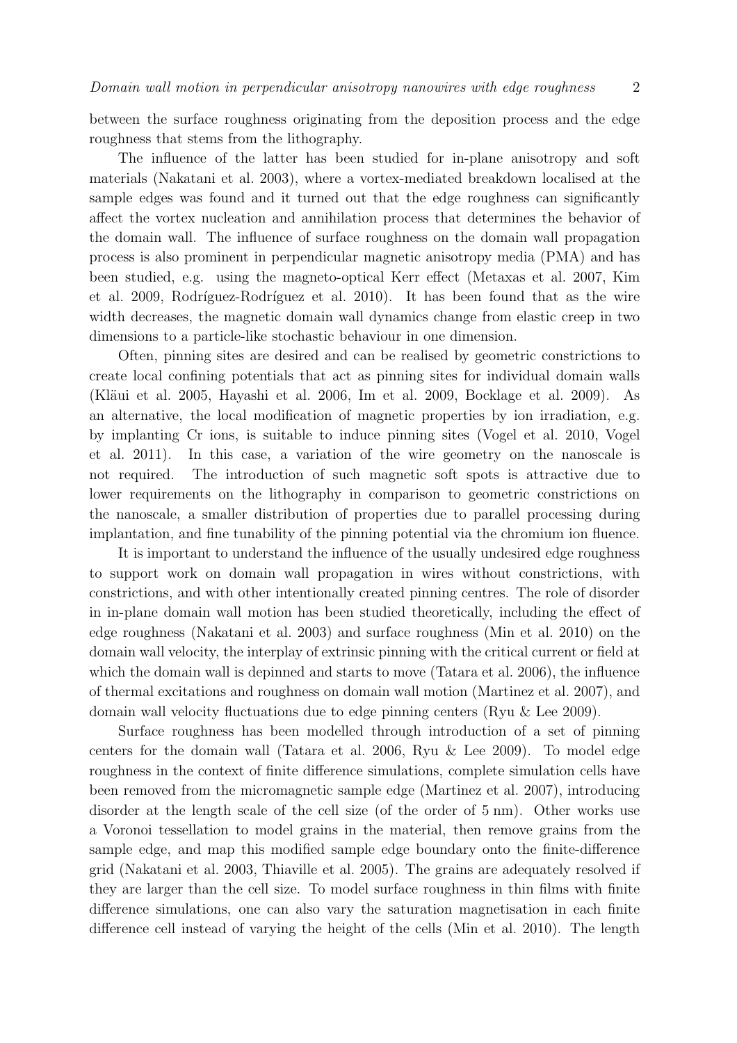between the surface roughness originating from the deposition process and the edge roughness that stems from the lithography.

The influence of the latter has been studied for in-plane anisotropy and soft materials (Nakatani et al. 2003), where a vortex-mediated breakdown localised at the sample edges was found and it turned out that the edge roughness can significantly affect the vortex nucleation and annihilation process that determines the behavior of the domain wall. The influence of surface roughness on the domain wall propagation process is also prominent in perpendicular magnetic anisotropy media (PMA) and has been studied, e.g. using the magneto-optical Kerr effect (Metaxas et al. 2007, Kim et al. 2009, Rodríguez-Rodríguez et al. 2010). It has been found that as the wire width decreases, the magnetic domain wall dynamics change from elastic creep in two dimensions to a particle-like stochastic behaviour in one dimension.

Often, pinning sites are desired and can be realised by geometric constrictions to create local confining potentials that act as pinning sites for individual domain walls (Kläui et al. 2005, Hayashi et al. 2006, Im et al. 2009, Bocklage et al. 2009). As an alternative, the local modification of magnetic properties by ion irradiation, e.g. by implanting Cr ions, is suitable to induce pinning sites (Vogel et al. 2010, Vogel et al. 2011). In this case, a variation of the wire geometry on the nanoscale is not required. The introduction of such magnetic soft spots is attractive due to lower requirements on the lithography in comparison to geometric constrictions on the nanoscale, a smaller distribution of properties due to parallel processing during implantation, and fine tunability of the pinning potential via the chromium ion fluence.

It is important to understand the influence of the usually undesired edge roughness to support work on domain wall propagation in wires without constrictions, with constrictions, and with other intentionally created pinning centres. The role of disorder in in-plane domain wall motion has been studied theoretically, including the effect of edge roughness (Nakatani et al. 2003) and surface roughness (Min et al. 2010) on the domain wall velocity, the interplay of extrinsic pinning with the critical current or field at which the domain wall is depinned and starts to move (Tatara et al. 2006), the influence of thermal excitations and roughness on domain wall motion (Martinez et al. 2007), and domain wall velocity fluctuations due to edge pinning centers (Ryu & Lee 2009).

Surface roughness has been modelled through introduction of a set of pinning centers for the domain wall (Tatara et al. 2006, Ryu & Lee 2009). To model edge roughness in the context of finite difference simulations, complete simulation cells have been removed from the micromagnetic sample edge (Martinez et al. 2007), introducing disorder at the length scale of the cell size (of the order of 5 nm). Other works use a Voronoi tessellation to model grains in the material, then remove grains from the sample edge, and map this modified sample edge boundary onto the finite-difference grid (Nakatani et al. 2003, Thiaville et al. 2005). The grains are adequately resolved if they are larger than the cell size. To model surface roughness in thin films with finite difference simulations, one can also vary the saturation magnetisation in each finite difference cell instead of varying the height of the cells (Min et al. 2010). The length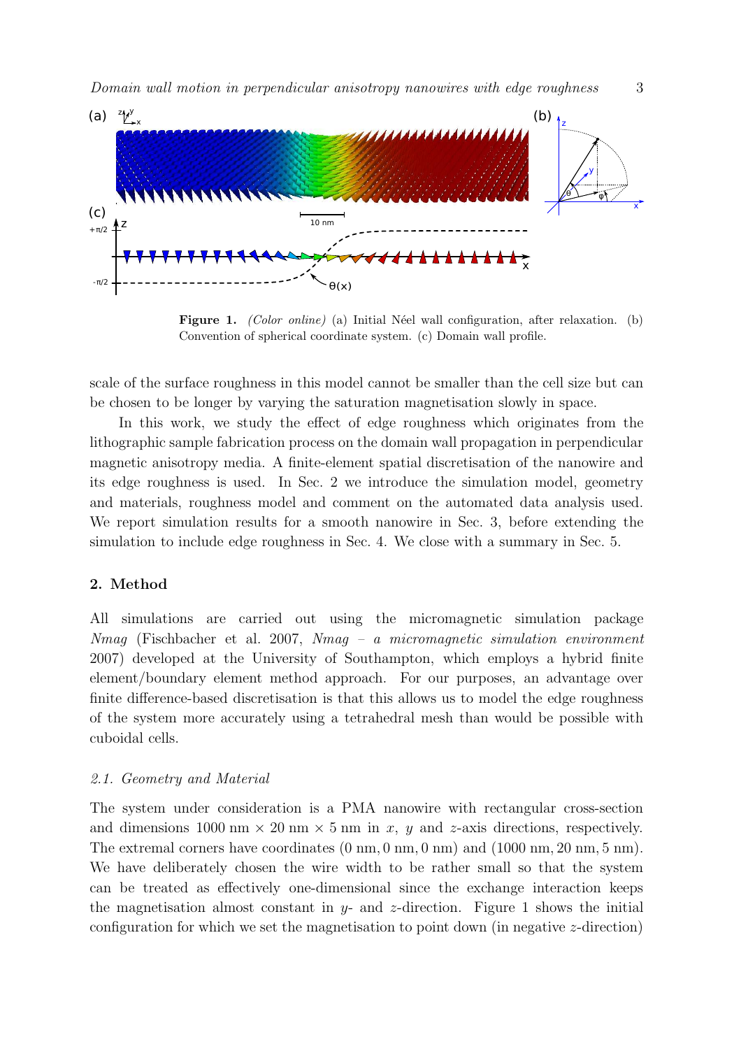**Figure 1.** *(Color online)* (a) Initial Néel wall configuration, after relaxation. (b) Convention of spherical coordinate system. (c) Domain wall profile.

scale of the surface roughness in this model cannot be smaller than the cell size but can be chosen to be longer by varying the saturation magnetisation slowly in space.

In this work, we study the effect of edge roughness which originates from the lithographic sample fabrication process on the domain wall propagation in perpendicular magnetic anisotropy media. A finite-element spatial discretisation of the nanowire and its edge roughness is used. In Sec. 2 we introduce the simulation model, geometry and materials, roughness model and comment on the automated data analysis used. We report simulation results for a smooth nanowire in Sec. 3, before extending the simulation to include edge roughness in Sec. 4. We close with a summary in Sec. 5.

## 2. Method

All simulations are carried out using the micromagnetic simulation package *Nmag* (Fischbacher et al. 2007, *Nmag – a micromagnetic simulation environment* 2007) developed at the University of Southampton, which employs a hybrid finite element/boundary element method approach. For our purposes, an advantage over finite difference-based discretisation is that this allows us to model the edge roughness of the system more accurately using a tetrahedral mesh than would be possible with cuboidal cells.

### *2.1. Geometry and Material*

The system under consideration is a PMA nanowire with rectangular cross-section and dimensions 1000 nm × 20 nm × 5 nm in $x$, $y$ and $z$-axis directions, respectively. The extremal corners have coordinates (0 nm, 0 nm, 0 nm) and (1000 nm, 20 nm, 5 nm). We have deliberately chosen the wire width to be rather small so that the system can be treated as effectively one-dimensional since the exchange interaction keeps the magnetisation almost constant in $y$- and $z$-direction. Figure 1 shows the initial configuration for which we set the magnetisation to point down (in negative $z$-direction)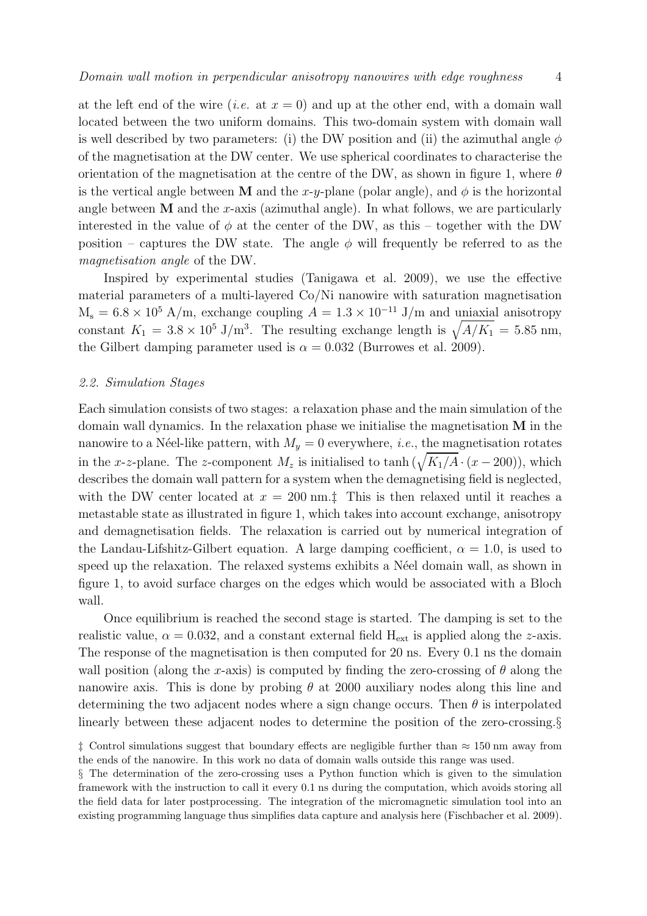at the left end of the wire (*i.e.* at $x = 0$) and up at the other end, with a domain wall located between the two uniform domains. This two-domain system with domain wall is well described by two parameters: (i) the DW position and (ii) the azimuthal angle $\phi$ of the magnetisation at the DW center. We use spherical coordinates to characterise the orientation of the magnetisation at the centre of the DW, as shown in figure 1, where $\theta$ is the vertical angle between $\mathbf{M}$ and the $x$-$y$-plane (polar angle), and $\phi$ is the horizontal angle between $\mathbf{M}$ and the $x$-axis (azimuthal angle). In what follows, we are particularly interested in the value of $\phi$ at the center of the DW, as this – together with the DW position – captures the DW state. The angle $\phi$ will frequently be referred to as the *magnetisation angle* of the DW.

Inspired by experimental studies (Tanigawa et al. 2009), we use the effective material parameters of a multi-layered Co/Ni nanowire with saturation magnetisation $\mathrm{M_s} = 6.8 \times 10^5$ A/m, exchange coupling $A = 1.3 \times 10^{-11}$ J/m and uniaxial anisotropy constant $K_1 = 3.8 \times 10^5$ J/m$^3$. The resulting exchange length is $\sqrt{A/K_1} = 5.85$ nm, the Gilbert damping parameter used is $\alpha = 0.032$ (Burrowes et al. 2009).

### *2.2. Simulation Stages*

Each simulation consists of two stages: a relaxation phase and the main simulation of the domain wall dynamics. In the relaxation phase we initialise the magnetisation $\mathbf{M}$ in the nanowire to a Néel-like pattern, with $M_y = 0$ everywhere, *i.e.*, the magnetisation rotates in the $x$-$z$-plane. The $z$-component $M_z$ is initialised to $\tanh\left(\sqrt{K_1/A} \cdot (x - 200)\right)$, which describes the domain wall pattern for a system when the demagnetising field is neglected, with the DW center located at $x = 200$ nm.‡ This is then relaxed until it reaches a metastable state as illustrated in figure 1, which takes into account exchange, anisotropy and demagnetisation fields. The relaxation is carried out by numerical integration of the Landau-Lifshitz-Gilbert equation. A large damping coefficient, $\alpha = 1.0$, is used to speed up the relaxation. The relaxed systems exhibits a Néel domain wall, as shown in figure 1, to avoid surface charges on the edges which would be associated with a Bloch wall.

Once equilibrium is reached the second stage is started. The damping is set to the realistic value, $\alpha = 0.032$, and a constant external field $\mathrm{H_{ext}}$ is applied along the $z$-axis. The response of the magnetisation is then computed for 20 ns. Every 0.1 ns the domain wall position (along the $x$-axis) is computed by finding the zero-crossing of $\theta$ along the nanowire axis. This is done by probing $\theta$ at 2000 auxiliary nodes along this line and determining the two adjacent nodes where a sign change occurs. Then $\theta$ is interpolated linearly between these adjacent nodes to determine the position of the zero-crossing.§

‡ Control simulations suggest that boundary effects are negligible further than $\approx 150$ nm away from the ends of the nanowire. In this work no data of domain walls outside this range was used.

§ The determination of the zero-crossing uses a Python function which is given to the simulation framework with the instruction to call it every 0.1 ns during the computation, which avoids storing all the field data for later postprocessing. The integration of the micromagnetic simulation tool into an existing programming language thus simplifies data capture and analysis here (Fischbacher et al. 2009).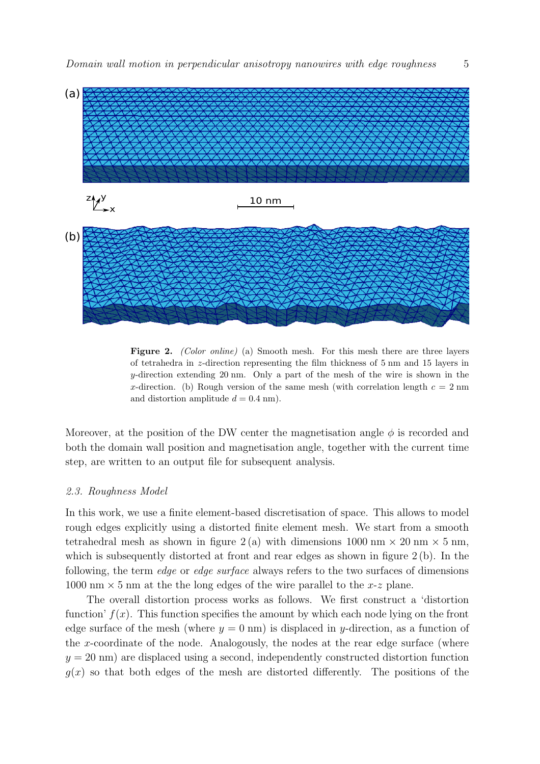**Figure 2.** *(Color online)* (a) Smooth mesh. For this mesh there are three layers of tetrahedra in $z$-direction representing the film thickness of 5 nm and 15 layers in $y$-direction extending 20 nm. Only a part of the mesh of the wire is shown in the $x$-direction. (b) Rough version of the same mesh (with correlation length $c = 2$ nm and distortion amplitude $d = 0.4$ nm).

Moreover, at the position of the DW center the magnetisation angle $\phi$ is recorded and both the domain wall position and magnetisation angle, together with the current time step, are written to an output file for subsequent analysis.

### *2.3. Roughness Model*

In this work, we use a finite element-based discretisation of space. This allows to model rough edges explicitly using a distorted finite element mesh. We start from a smooth tetrahedral mesh as shown in figure 2 (a) with dimensions 1000 nm × 20 nm × 5 nm, which is subsequently distorted at front and rear edges as shown in figure 2 (b). In the following, the term *edge* or *edge surface* always refers to the two surfaces of dimensions 1000 nm × 5 nm at the the long edges of the wire parallel to the $x$-$z$ plane.

The overall distortion process works as follows. We first construct a 'distortion function' $f(x)$. This function specifies the amount by which each node lying on the front edge surface of the mesh (where $y = 0$ nm) is displaced in $y$-direction, as a function of the $x$-coordinate of the node. Analogously, the nodes at the rear edge surface (where $y = 20$ nm) are displaced using a second, independently constructed distortion function $g(x)$ so that both edges of the mesh are distorted differently. The positions of the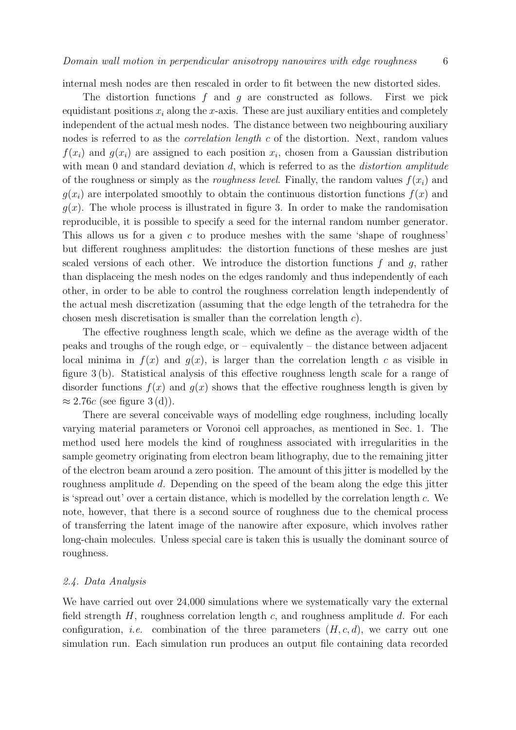internal mesh nodes are then rescaled in order to fit between the new distorted sides.

The distortion functions $f$ and $g$ are constructed as follows. First we pick equidistant positions $x_i$ along the $x$-axis. These are just auxiliary entities and completely independent of the actual mesh nodes. The distance between two neighbouring auxiliary nodes is referred to as the *correlation length* $c$ of the distortion. Next, random values $f(x_i)$ and $g(x_i)$ are assigned to each position $x_i$, chosen from a Gaussian distribution with mean 0 and standard deviation $d$, which is referred to as the *distortion amplitude* of the roughness or simply as the *roughness level*. Finally, the random values $f(x_i)$ and $g(x_i)$ are interpolated smoothly to obtain the continuous distortion functions $f(x)$ and $g(x)$. The whole process is illustrated in figure 3. In order to make the randomisation reproducible, it is possible to specify a seed for the internal random number generator. This allows us for a given $c$ to produce meshes with the same 'shape of roughness' but different roughness amplitudes: the distortion functions of these meshes are just scaled versions of each other. We introduce the distortion functions $f$ and $g$, rather than displaceing the mesh nodes on the edges randomly and thus independently of each other, in order to be able to control the roughness correlation length independently of the actual mesh discretization (assuming that the edge length of the tetrahedra for the chosen mesh discretisation is smaller than the correlation length $c$).

The effective roughness length scale, which we define as the average width of the peaks and troughs of the rough edge, or – equivalently – the distance between adjacent local minima in $f(x)$ and $g(x)$, is larger than the correlation length $c$ as visible in figure 3 (b). Statistical analysis of this effective roughness length scale for a range of disorder functions $f(x)$ and $g(x)$ shows that the effective roughness length is given by $\approx 2.76c$ (see figure 3 (d)).

There are several conceivable ways of modelling edge roughness, including locally varying material parameters or Voronoi cell approaches, as mentioned in Sec. 1. The method used here models the kind of roughness associated with irregularities in the sample geometry originating from electron beam lithography, due to the remaining jitter of the electron beam around a zero position. The amount of this jitter is modelled by the roughness amplitude $d$. Depending on the speed of the beam along the edge this jitter is 'spread out' over a certain distance, which is modelled by the correlation length $c$. We note, however, that there is a second source of roughness due to the chemical process of transferring the latent image of the nanowire after exposure, which involves rather long-chain molecules. Unless special care is taken this is usually the dominant source of roughness.

### *2.4. Data Analysis*

We have carried out over 24,000 simulations where we systematically vary the external field strength $H$, roughness correlation length $c$, and roughness amplitude $d$. For each configuration, *i.e.* combination of the three parameters $(H, c, d)$, we carry out one simulation run. Each simulation run produces an output file containing data recorded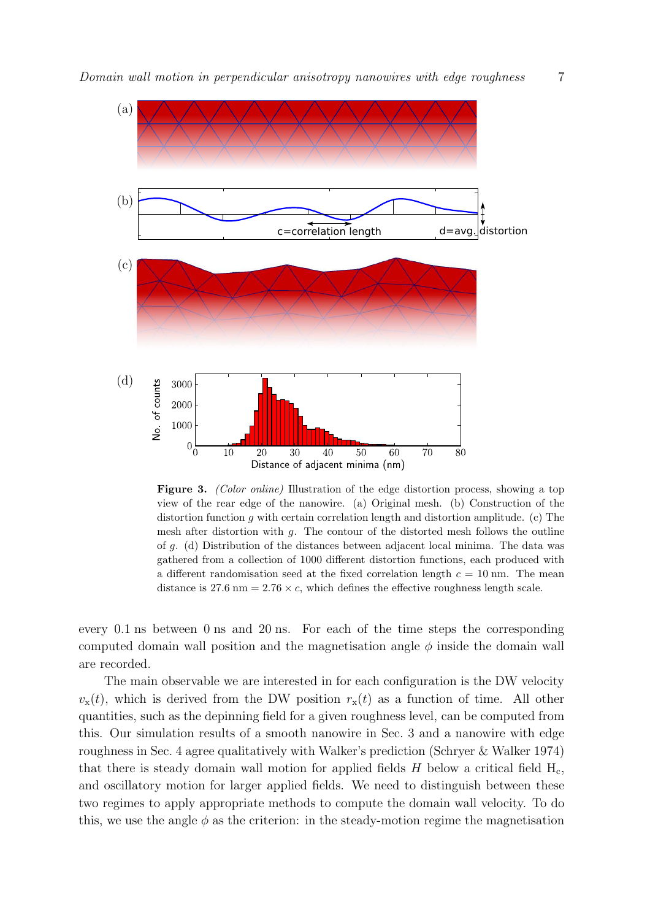**Figure 3.** *(Color online)* Illustration of the edge distortion process, showing a top view of the rear edge of the nanowire. (a) Original mesh. (b) Construction of the distortion function $g$ with certain correlation length and distortion amplitude. (c) The mesh after distortion with $g$. The contour of the distorted mesh follows the outline of $g$. (d) Distribution of the distances between adjacent local minima. The data was gathered from a collection of 1000 different distortion functions, each produced with a different randomisation seed at the fixed correlation length $c = 10$ nm. The mean distance is 27.6 nm $= 2.76 \times c$, which defines the effective roughness length scale.

every 0.1 ns between 0 ns and 20 ns. For each of the time steps the corresponding computed domain wall position and the magnetisation angle $\phi$ inside the domain wall are recorded.

The main observable we are interested in for each configuration is the DW velocity $v_{\mathrm{x}}(t)$, which is derived from the DW position $r_{\mathrm{x}}(t)$ as a function of time. All other quantities, such as the depinning field for a given roughness level, can be computed from this. Our simulation results of a smooth nanowire in Sec. 3 and a nanowire with edge roughness in Sec. 4 agree qualitatively with Walker's prediction (Schryer & Walker 1974) that there is steady domain wall motion for applied fields $H$ below a critical field $\mathrm{H_c}$, and oscillatory motion for larger applied fields. We need to distinguish between these two regimes to apply appropriate methods to compute the domain wall velocity. To do this, we use the angle $\phi$ as the criterion: in the steady-motion regime the magnetisation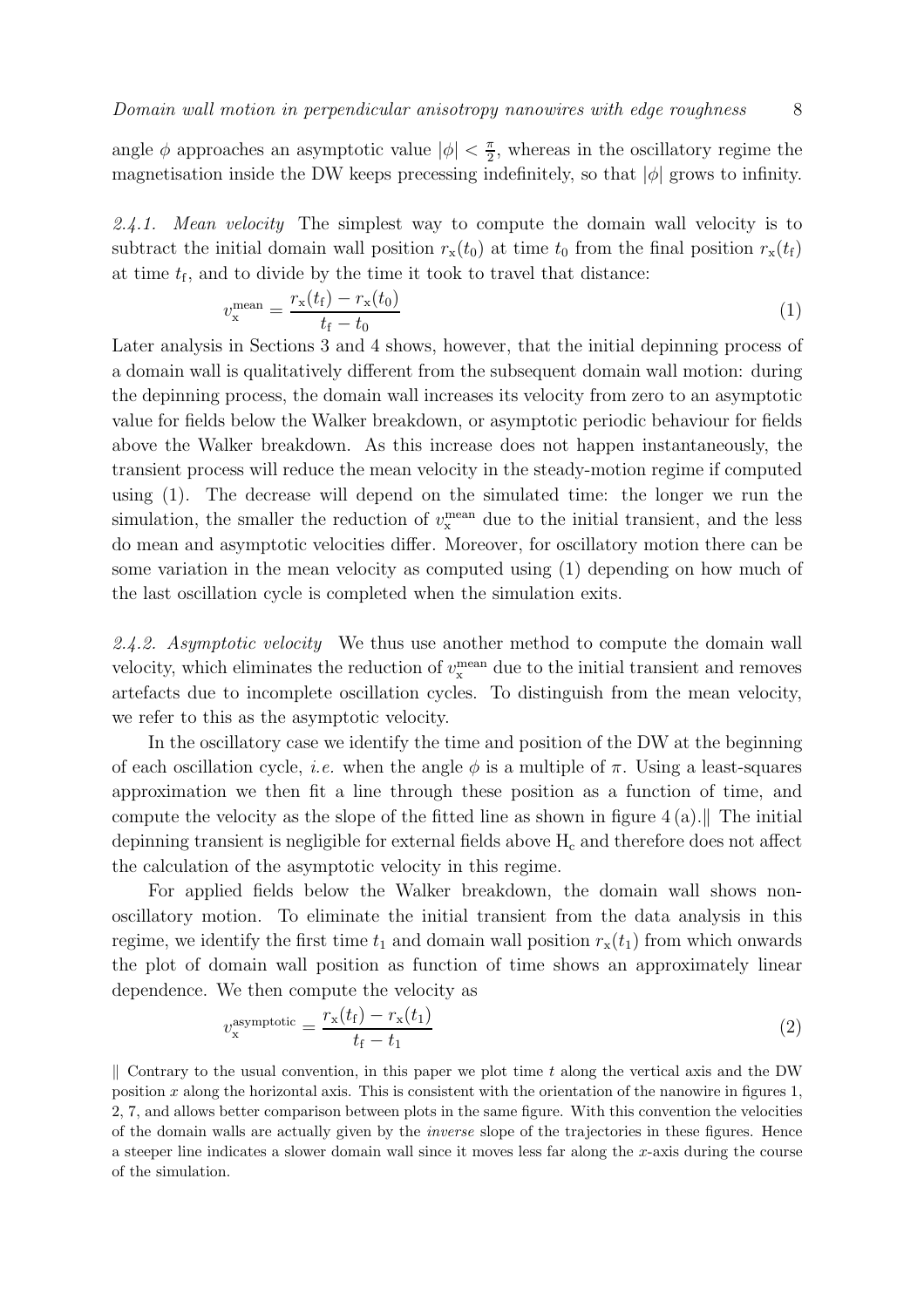angle $\phi$ approaches an asymptotic value $|\phi| < \frac{\pi}{2}$, whereas in the oscillatory regime the magnetisation inside the DW keeps precessing indefinitely, so that $|\phi|$ grows to infinity.

*2.4.1. Mean velocity* The simplest way to compute the domain wall velocity is to subtract the initial domain wall position $r_{\mathrm{x}}(t_0)$ at time $t_0$ from the final position $r_{\mathrm{x}}(t_{\mathrm{f}})$ at time $t_{\mathrm{f}}$, and to divide by the time it took to travel that distance:

$$v_{\mathrm{x}}^{\mathrm{mean}} = \frac{r_{\mathrm{x}}(t_{\mathrm{f}}) - r_{\mathrm{x}}(t_0)}{t_{\mathrm{f}} - t_0} \tag{1}$$

Later analysis in Sections 3 and 4 shows, however, that the initial depinning process of a domain wall is qualitatively different from the subsequent domain wall motion: during the depinning process, the domain wall increases its velocity from zero to an asymptotic value for fields below the Walker breakdown, or asymptotic periodic behaviour for fields above the Walker breakdown. As this increase does not happen instantaneously, the transient process will reduce the mean velocity in the steady-motion regime if computed using (1). The decrease will depend on the simulated time: the longer we run the simulation, the smaller the reduction of $v_{\mathrm{x}}^{\mathrm{mean}}$ due to the initial transient, and the less do mean and asymptotic velocities differ. Moreover, for oscillatory motion there can be some variation in the mean velocity as computed using (1) depending on how much of the last oscillation cycle is completed when the simulation exits.

*2.4.2. Asymptotic velocity* We thus use another method to compute the domain wall velocity, which eliminates the reduction of $v_{\mathrm{x}}^{\mathrm{mean}}$ due to the initial transient and removes artefacts due to incomplete oscillation cycles. To distinguish from the mean velocity, we refer to this as the asymptotic velocity.

In the oscillatory case we identify the time and position of the DW at the beginning of each oscillation cycle, *i.e.* when the angle $\phi$ is a multiple of $\pi$. Using a least-squares approximation we then fit a line through these position as a function of time, and compute the velocity as the slope of the fitted line as shown in figure 4 (a).‖ The initial depinning transient is negligible for external fields above $\mathrm{H_c}$ and therefore does not affect the calculation of the asymptotic velocity in this regime.

For applied fields below the Walker breakdown, the domain wall shows non-oscillatory motion. To eliminate the initial transient from the data analysis in this regime, we identify the first time $t_1$ and domain wall position $r_{\mathrm{x}}(t_1)$ from which onwards the plot of domain wall position as function of time shows an approximately linear dependence. We then compute the velocity as

$$v_{\mathrm{x}}^{\mathrm{asymptotic}} = \frac{r_{\mathrm{x}}(t_{\mathrm{f}}) - r_{\mathrm{x}}(t_1)}{t_{\mathrm{f}} - t_1} \tag{2}$$

‖ Contrary to the usual convention, in this paper we plot time $t$ along the vertical axis and the DW position $x$ along the horizontal axis. This is consistent with the orientation of the nanowire in figures 1, 2, 7, and allows better comparison between plots in the same figure. With this convention the velocities of the domain walls are actually given by the *inverse* slope of the trajectories in these figures. Hence a steeper line indicates a slower domain wall since it moves less far along the $x$-axis during the course of the simulation.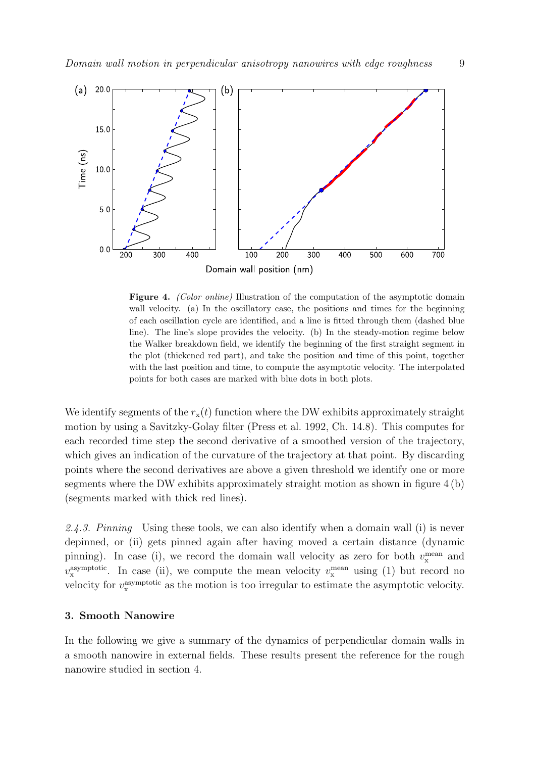**Figure 4.** *(Color online)* Illustration of the computation of the asymptotic domain wall velocity. (a) In the oscillatory case, the positions and times for the beginning of each oscillation cycle are identified, and a line is fitted through them (dashed blue line). The line's slope provides the velocity. (b) In the steady-motion regime below the Walker breakdown field, we identify the beginning of the first straight segment in the plot (thickened red part), and take the position and time of this point, together with the last position and time, to compute the asymptotic velocity. The interpolated points for both cases are marked with blue dots in both plots.

We identify segments of the $r_x(t)$ function where the DW exhibits approximately straight motion by using a Savitzky-Golay filter (Press et al. 1992, Ch. 14.8). This computes for each recorded time step the second derivative of a smoothed version of the trajectory, which gives an indication of the curvature of the trajectory at that point. By discarding points where the second derivatives are above a given threshold we identify one or more segments where the DW exhibits approximately straight motion as shown in figure 4 (b) (segments marked with thick red lines).

*2.4.3. Pinning* Using these tools, we can also identify when a domain wall (i) is never depinned, or (ii) gets pinned again after having moved a certain distance (dynamic pinning). In case (i), we record the domain wall velocity as zero for both $v_x^{\text{mean}}$ and $v_x^{\text{asymptotic}}$. In case (ii), we compute the mean velocity $v_x^{\text{mean}}$ using (1) but record no velocity for $v_x^{\text{asymptotic}}$ as the motion is too irregular to estimate the asymptotic velocity.

## 3. Smooth Nanowire

In the following we give a summary of the dynamics of perpendicular domain walls in a smooth nanowire in external fields. These results present the reference for the rough nanowire studied in section 4.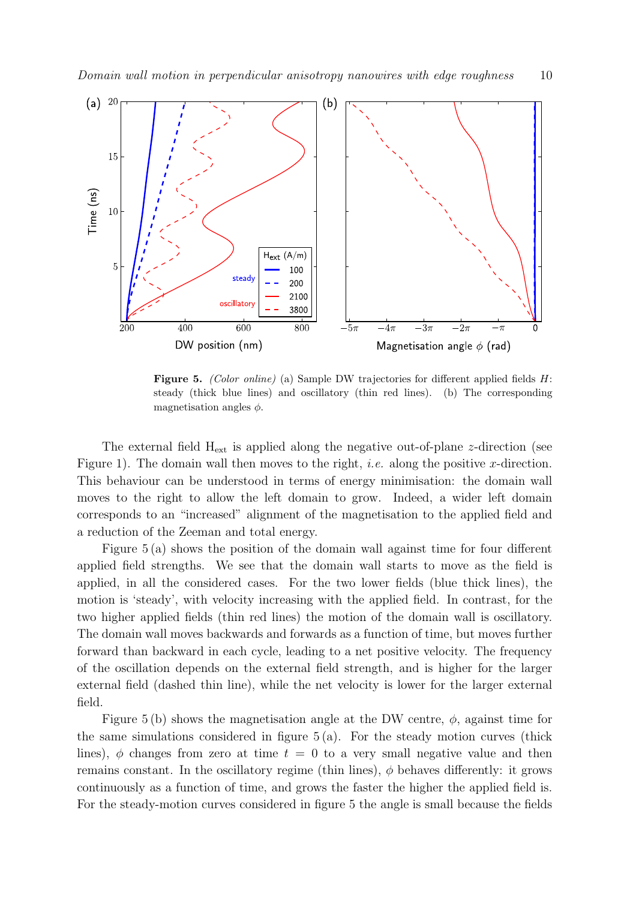**Figure 5.** *(Color online)* (a) Sample DW trajectories for different applied fields $H$: steady (thick blue lines) and oscillatory (thin red lines). (b) The corresponding magnetisation angles $\phi$.

The external field $H_{\text{ext}}$ is applied along the negative out-of-plane $z$-direction (see Figure 1). The domain wall then moves to the right, *i.e.* along the positive $x$-direction. This behaviour can be understood in terms of energy minimisation: the domain wall moves to the right to allow the left domain to grow. Indeed, a wider left domain corresponds to an "increased" alignment of the magnetisation to the applied field and a reduction of the Zeeman and total energy.

Figure 5 (a) shows the position of the domain wall against time for four different applied field strengths. We see that the domain wall starts to move as the field is applied, in all the considered cases. For the two lower fields (blue thick lines), the motion is 'steady', with velocity increasing with the applied field. In contrast, for the two higher applied fields (thin red lines) the motion of the domain wall is oscillatory. The domain wall moves backwards and forwards as a function of time, but moves further forward than backward in each cycle, leading to a net positive velocity. The frequency of the oscillation depends on the external field strength, and is higher for the larger external field (dashed thin line), while the net velocity is lower for the larger external field.

Figure 5 (b) shows the magnetisation angle at the DW centre, $\phi$, against time for the same simulations considered in figure 5 (a). For the steady motion curves (thick lines), $\phi$ changes from zero at time $t = 0$ to a very small negative value and then remains constant. In the oscillatory regime (thin lines), $\phi$ behaves differently: it grows continuously as a function of time, and grows the faster the higher the applied field is. For the steady-motion curves considered in figure 5 the angle is small because the fields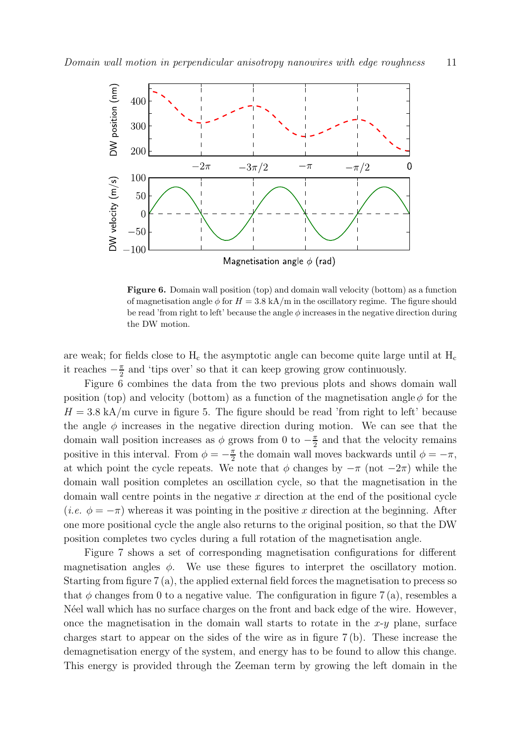**Figure 6.** Domain wall position (top) and domain wall velocity (bottom) as a function of magnetisation angle $\phi$ for $H = 3.8$ kA/m in the oscillatory regime. The figure should be read 'from right to left' because the angle $\phi$ increases in the negative direction during the DW motion.

are weak; for fields close to $\mathrm{H_c}$ the asymptotic angle can become quite large until at $\mathrm{H_c}$ it reaches $-\frac{\pi}{2}$ and 'tips over' so that it can keep growing grow continuously.

Figure 6 combines the data from the two previous plots and shows domain wall position (top) and velocity (bottom) as a function of the magnetisation angle $\phi$ for the $H = 3.8$ kA/m curve in figure 5. The figure should be read 'from right to left' because the angle $\phi$ increases in the negative direction during motion. We can see that the domain wall position increases as $\phi$ grows from 0 to $-\frac{\pi}{2}$ and that the velocity remains positive in this interval. From $\phi = -\frac{\pi}{2}$ the domain wall moves backwards until $\phi = -\pi$, at which point the cycle repeats. We note that $\phi$ changes by $-\pi$ (not $-2\pi$) while the domain wall position completes an oscillation cycle, so that the magnetisation in the domain wall centre points in the negative $x$ direction at the end of the positional cycle (*i.e.* $\phi = -\pi$) whereas it was pointing in the positive $x$ direction at the beginning. After one more positional cycle the angle also returns to the original position, so that the DW position completes two cycles during a full rotation of the magnetisation angle.

Figure 7 shows a set of corresponding magnetisation configurations for different magnetisation angles $\phi$. We use these figures to interpret the oscillatory motion. Starting from figure 7 (a), the applied external field forces the magnetisation to precess so that $\phi$ changes from 0 to a negative value. The configuration in figure 7 (a), resembles a Néel wall which has no surface charges on the front and back edge of the wire. However, once the magnetisation in the domain wall starts to rotate in the $x$-$y$ plane, surface charges start to appear on the sides of the wire as in figure 7 (b). These increase the demagnetisation energy of the system, and energy has to be found to allow this change. This energy is provided through the Zeeman term by growing the left domain in the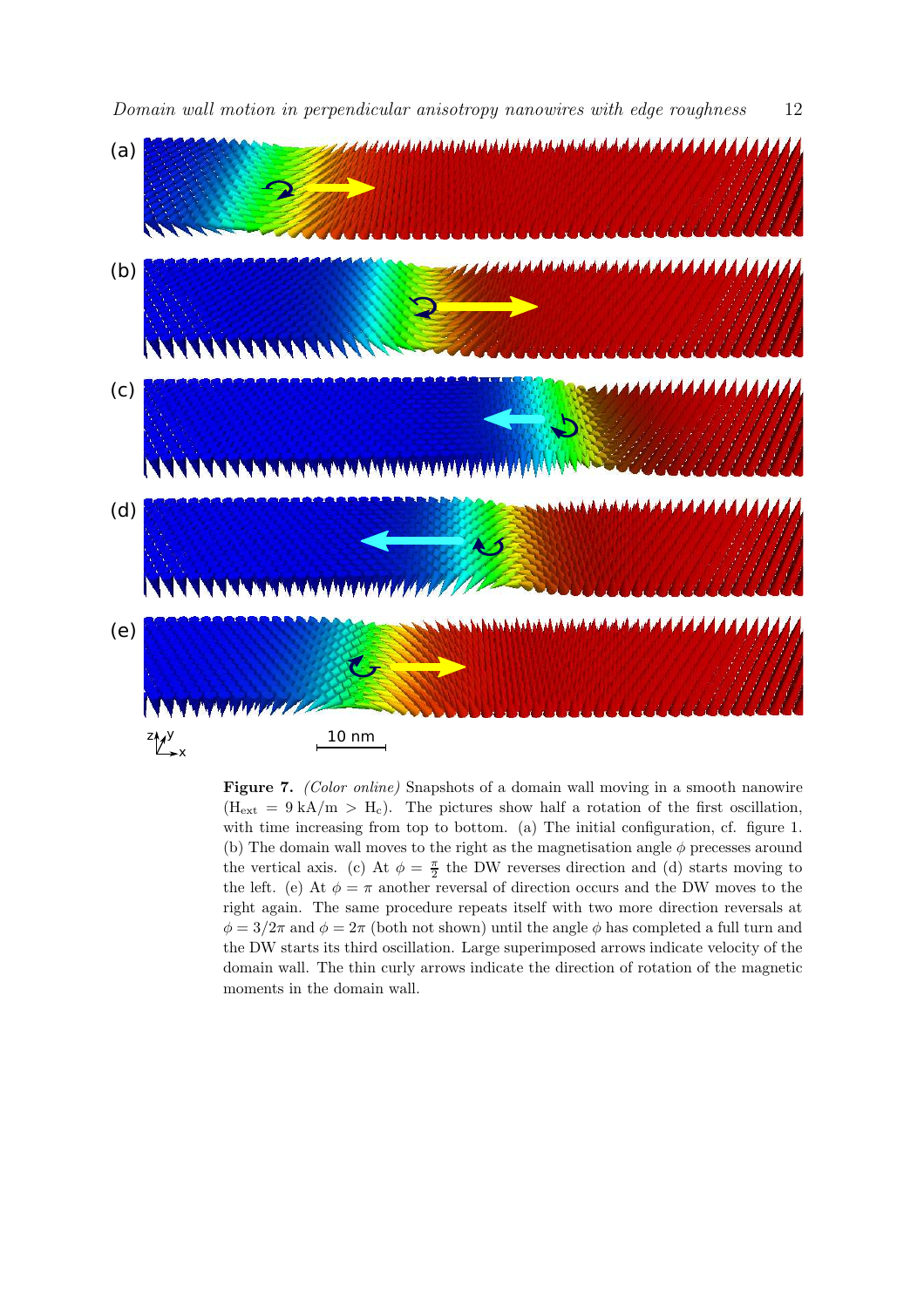**Figure 7.** *(Color online)* Snapshots of a domain wall moving in a smooth nanowire ($\mathrm{H_{ext}} = 9\,\mathrm{kA/m} > \mathrm{H_c}$). The pictures show half a rotation of the first oscillation, with time increasing from top to bottom. (a) The initial configuration, cf. figure 1. (b) The domain wall moves to the right as the magnetisation angle $\phi$ precesses around the vertical axis. (c) At $\phi = \frac{\pi}{2}$ the DW reverses direction and (d) starts moving to the left. (e) At $\phi = \pi$ another reversal of direction occurs and the DW moves to the right again. The same procedure repeats itself with two more direction reversals at $\phi = 3/2\pi$ and $\phi = 2\pi$ (both not shown) until the angle $\phi$ has completed a full turn and the DW starts its third oscillation. Large superimposed arrows indicate velocity of the domain wall. The thin curly arrows indicate the direction of rotation of the magnetic moments in the domain wall.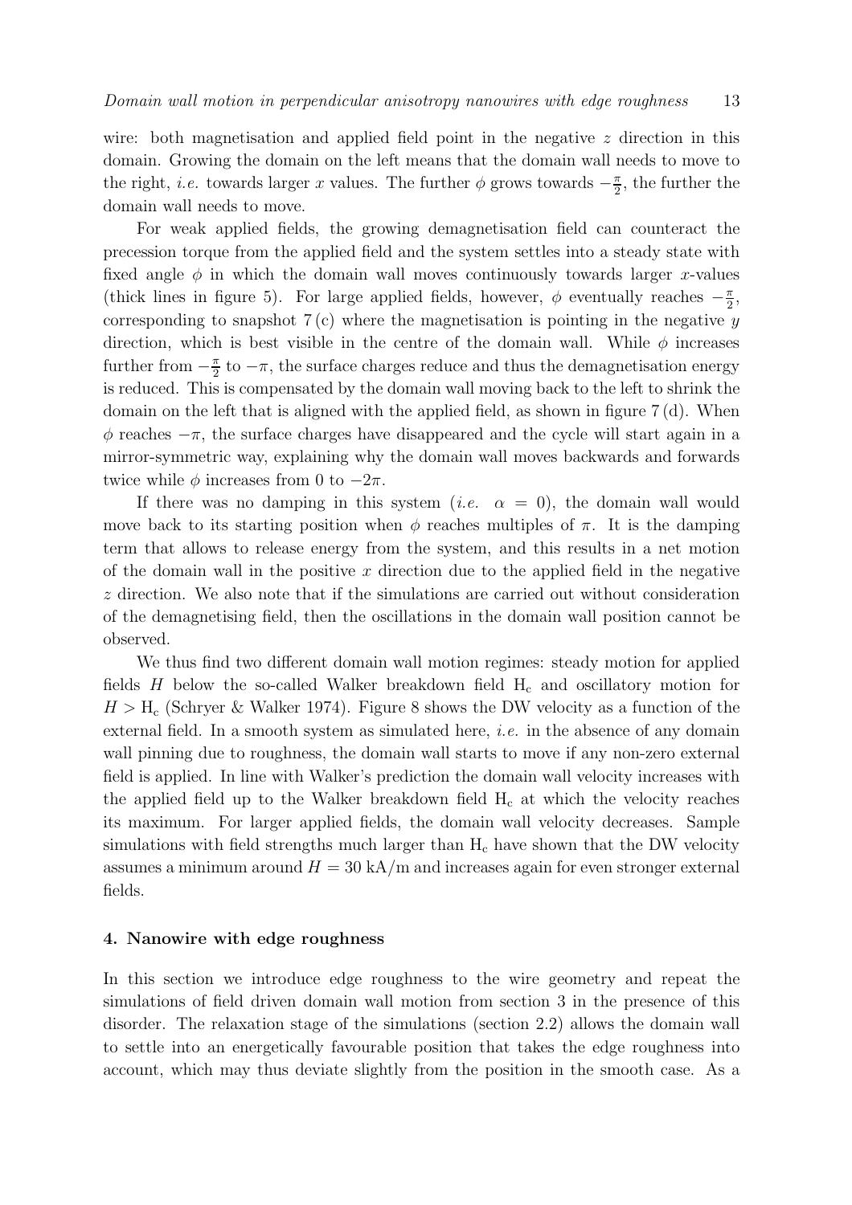wire: both magnetisation and applied field point in the negative $z$ direction in this domain. Growing the domain on the left means that the domain wall needs to move to the right, *i.e.* towards larger $x$ values. The further $\phi$ grows towards $-\frac{\pi}{2}$, the further the domain wall needs to move.

For weak applied fields, the growing demagnetisation field can counteract the precession torque from the applied field and the system settles into a steady state with fixed angle $\phi$ in which the domain wall moves continuously towards larger $x$-values (thick lines in figure 5). For large applied fields, however, $\phi$ eventually reaches $-\frac{\pi}{2}$, corresponding to snapshot 7 (c) where the magnetisation is pointing in the negative $y$ direction, which is best visible in the centre of the domain wall. While $\phi$ increases further from $-\frac{\pi}{2}$ to $-\pi$, the surface charges reduce and thus the demagnetisation energy is reduced. This is compensated by the domain wall moving back to the left to shrink the domain on the left that is aligned with the applied field, as shown in figure 7 (d). When $\phi$ reaches $-\pi$, the surface charges have disappeared and the cycle will start again in a mirror-symmetric way, explaining why the domain wall moves backwards and forwards twice while $\phi$ increases from 0 to $-2\pi$.

If there was no damping in this system (*i.e.* $\alpha = 0$), the domain wall would move back to its starting position when $\phi$ reaches multiples of $\pi$. It is the damping term that allows to release energy from the system, and this results in a net motion of the domain wall in the positive $x$ direction due to the applied field in the negative $z$ direction. We also note that if the simulations are carried out without consideration of the demagnetising field, then the oscillations in the domain wall position cannot be observed.

We thus find two different domain wall motion regimes: steady motion for applied fields $H$ below the so-called Walker breakdown field $\mathrm{H_c}$ and oscillatory motion for $H > \mathrm{H_c}$ (Schryer & Walker 1974). Figure 8 shows the DW velocity as a function of the external field. In a smooth system as simulated here, *i.e.* in the absence of any domain wall pinning due to roughness, the domain wall starts to move if any non-zero external field is applied. In line with Walker's prediction the domain wall velocity increases with the applied field up to the Walker breakdown field $\mathrm{H_c}$ at which the velocity reaches its maximum. For larger applied fields, the domain wall velocity decreases. Sample simulations with field strengths much larger than $\mathrm{H_c}$ have shown that the DW velocity assumes a minimum around $H = 30$ kA/m and increases again for even stronger external fields.

## 4. Nanowire with edge roughness

In this section we introduce edge roughness to the wire geometry and repeat the simulations of field driven domain wall motion from section 3 in the presence of this disorder. The relaxation stage of the simulations (section 2.2) allows the domain wall to settle into an energetically favourable position that takes the edge roughness into account, which may thus deviate slightly from the position in the smooth case. As a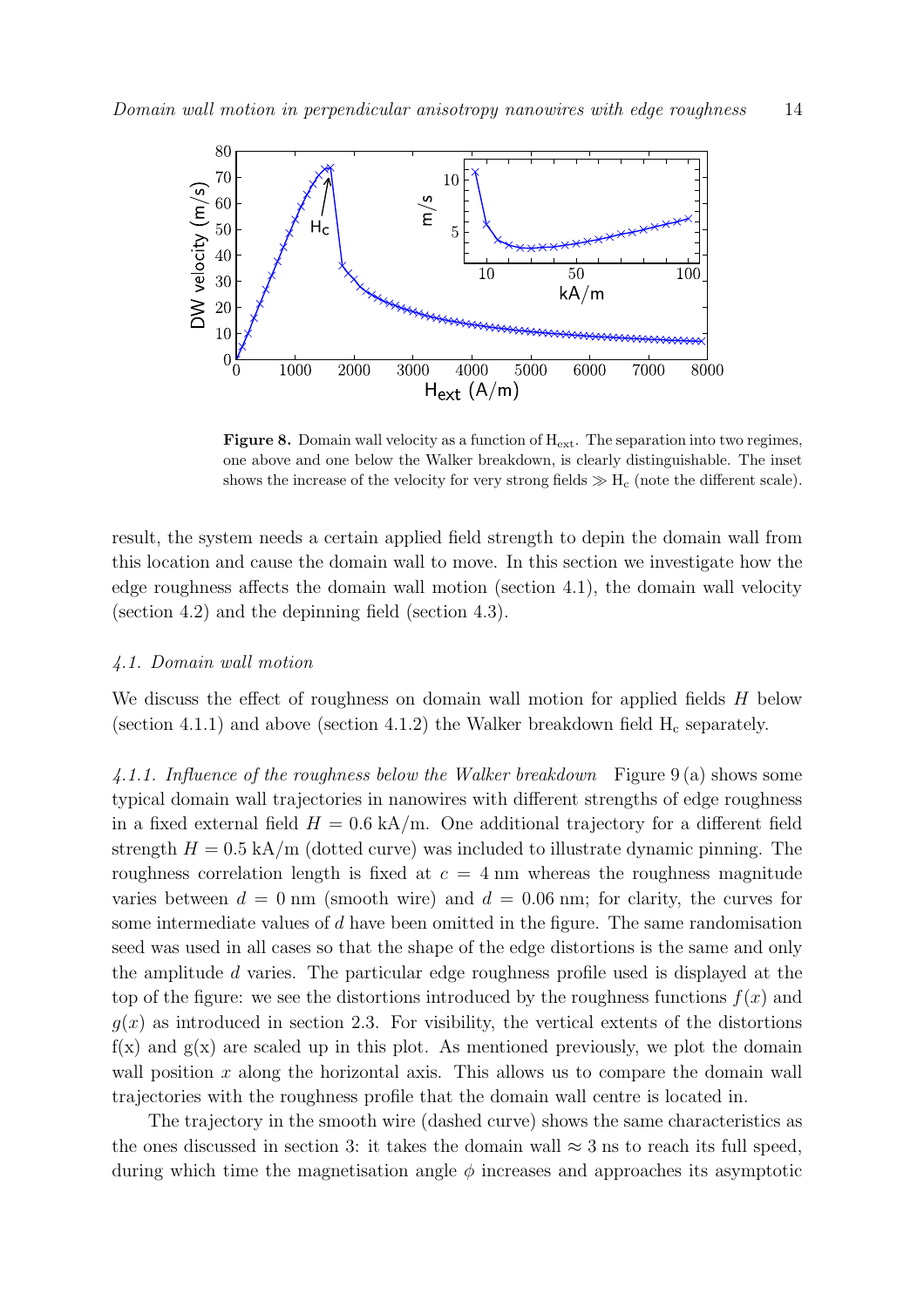**Figure 8.** Domain wall velocity as a function of $H_{ext}$. The separation into two regimes, one above and one below the Walker breakdown, is clearly distinguishable. The inset shows the increase of the velocity for very strong fields $\gg H_c$ (note the different scale).

result, the system needs a certain applied field strength to depin the domain wall from this location and cause the domain wall to move. In this section we investigate how the edge roughness affects the domain wall motion (section 4.1), the domain wall velocity (section 4.2) and the depinning field (section 4.3).

### *4.1. Domain wall motion*

We discuss the effect of roughness on domain wall motion for applied fields $H$ below (section 4.1.1) and above (section 4.1.2) the Walker breakdown field $H_c$ separately.

*4.1.1. Influence of the roughness below the Walker breakdown* Figure 9 (a) shows some typical domain wall trajectories in nanowires with different strengths of edge roughness in a fixed external field $H = 0.6$ kA/m. One additional trajectory for a different field strength $H = 0.5$ kA/m (dotted curve) was included to illustrate dynamic pinning. The roughness correlation length is fixed at $c = 4$ nm whereas the roughness magnitude varies between $d = 0$ nm (smooth wire) and $d = 0.06$ nm; for clarity, the curves for some intermediate values of $d$ have been omitted in the figure. The same randomisation seed was used in all cases so that the shape of the edge distortions is the same and only the amplitude $d$ varies. The particular edge roughness profile used is displayed at the top of the figure: we see the distortions introduced by the roughness functions $f(x)$ and $g(x)$ as introduced in section 2.3. For visibility, the vertical extents of the distortions f(x) and g(x) are scaled up in this plot. As mentioned previously, we plot the domain wall position $x$ along the horizontal axis. This allows us to compare the domain wall trajectories with the roughness profile that the domain wall centre is located in.

The trajectory in the smooth wire (dashed curve) shows the same characteristics as the ones discussed in section 3: it takes the domain wall $\approx 3$ ns to reach its full speed, during which time the magnetisation angle $\phi$ increases and approaches its asymptotic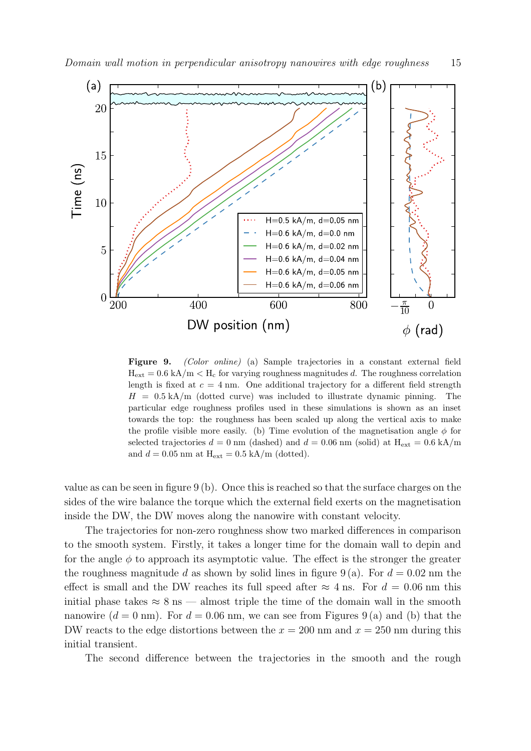**Figure 9.** *(Color online)* (a) Sample trajectories in a constant external field $H_{ext} = 0.6$ kA/m $< H_c$ for varying roughness magnitudes $d$. The roughness correlation length is fixed at $c = 4$ nm. One additional trajectory for a different field strength $H = 0.5$ kA/m (dotted curve) was included to illustrate dynamic pinning. The particular edge roughness profiles used in these simulations is shown as an inset towards the top: the roughness has been scaled up along the vertical axis to make the profile visible more easily. (b) Time evolution of the magnetisation angle $\phi$ for selected trajectories $d = 0$ nm (dashed) and $d = 0.06$ nm (solid) at $H_{ext} = 0.6$ kA/m and $d = 0.05$ nm at $H_{ext} = 0.5$ kA/m (dotted).

value as can be seen in figure 9 (b). Once this is reached so that the surface charges on the sides of the wire balance the torque which the external field exerts on the magnetisation inside the DW, the DW moves along the nanowire with constant velocity.

The trajectories for non-zero roughness show two marked differences in comparison to the smooth system. Firstly, it takes a longer time for the domain wall to depin and for the angle $\phi$ to approach its asymptotic value. The effect is the stronger the greater the roughness magnitude $d$ as shown by solid lines in figure 9 (a). For $d = 0.02$ nm the effect is small and the DW reaches its full speed after $\approx 4$ ns. For $d = 0.06$ nm this initial phase takes $\approx 8$ ns — almost triple the time of the domain wall in the smooth nanowire ($d = 0$ nm). For $d = 0.06$ nm, we can see from Figures 9 (a) and (b) that the DW reacts to the edge distortions between the $x = 200$ nm and $x = 250$ nm during this initial transient.

The second difference between the trajectories in the smooth and the rough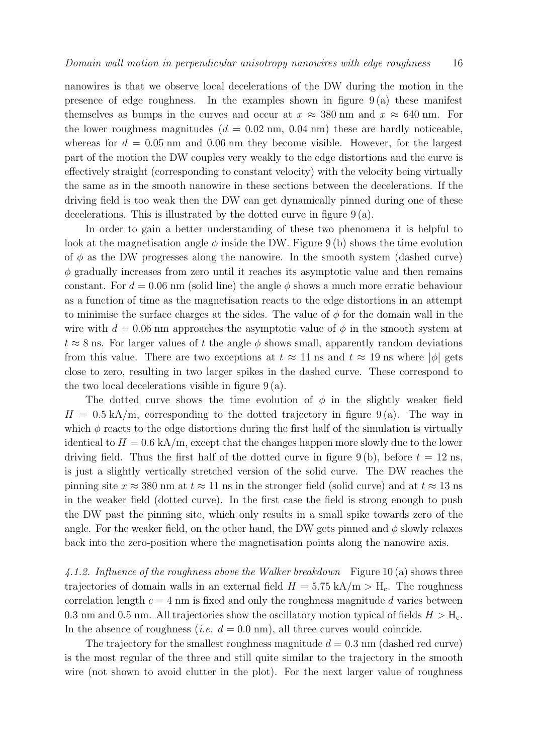nanowires is that we observe local decelerations of the DW during the motion in the presence of edge roughness. In the examples shown in figure 9 (a) these manifest themselves as bumps in the curves and occur at $x \approx 380$ nm and $x \approx 640$ nm. For the lower roughness magnitudes ($d = 0.02$ nm, $0.04$ nm) these are hardly noticeable, whereas for $d = 0.05$ nm and $0.06$ nm they become visible. However, for the largest part of the motion the DW couples very weakly to the edge distortions and the curve is effectively straight (corresponding to constant velocity) with the velocity being virtually the same as in the smooth nanowire in these sections between the decelerations. If the driving field is too weak then the DW can get dynamically pinned during one of these decelerations. This is illustrated by the dotted curve in figure 9 (a).

In order to gain a better understanding of these two phenomena it is helpful to look at the magnetisation angle $\phi$ inside the DW. Figure 9 (b) shows the time evolution of $\phi$ as the DW progresses along the nanowire. In the smooth system (dashed curve) $\phi$ gradually increases from zero until it reaches its asymptotic value and then remains constant. For $d = 0.06$ nm (solid line) the angle $\phi$ shows a much more erratic behaviour as a function of time as the magnetisation reacts to the edge distortions in an attempt to minimise the surface charges at the sides. The value of $\phi$ for the domain wall in the wire with $d = 0.06$ nm approaches the asymptotic value of $\phi$ in the smooth system at $t \approx 8$ ns. For larger values of $t$ the angle $\phi$ shows small, apparently random deviations from this value. There are two exceptions at $t \approx 11$ ns and $t \approx 19$ ns where $|\phi|$ gets close to zero, resulting in two larger spikes in the dashed curve. These correspond to the two local decelerations visible in figure 9 (a).

The dotted curve shows the time evolution of $\phi$ in the slightly weaker field $H = 0.5$ kA/m, corresponding to the dotted trajectory in figure 9 (a). The way in which $\phi$ reacts to the edge distortions during the first half of the simulation is virtually identical to $H = 0.6$ kA/m, except that the changes happen more slowly due to the lower driving field. Thus the first half of the dotted curve in figure 9 (b), before $t = 12$ ns, is just a slightly vertically stretched version of the solid curve. The DW reaches the pinning site $x \approx 380$ nm at $t \approx 11$ ns in the stronger field (solid curve) and at $t \approx 13$ ns in the weaker field (dotted curve). In the first case the field is strong enough to push the DW past the pinning site, which only results in a small spike towards zero of the angle. For the weaker field, on the other hand, the DW gets pinned and $\phi$ slowly relaxes back into the zero-position where the magnetisation points along the nanowire axis.

*4.1.2. Influence of the roughness above the Walker breakdown* Figure 10 (a) shows three trajectories of domain walls in an external field $H = 5.75$ kA/m $> \mathrm{H_c}$. The roughness correlation length $c = 4$ nm is fixed and only the roughness magnitude $d$ varies between 0.3 nm and 0.5 nm. All trajectories show the oscillatory motion typical of fields $H > \mathrm{H_c}$. In the absence of roughness (*i.e.* $d = 0.0$ nm), all three curves would coincide.

The trajectory for the smallest roughness magnitude $d = 0.3$ nm (dashed red curve) is the most regular of the three and still quite similar to the trajectory in the smooth wire (not shown to avoid clutter in the plot). For the next larger value of roughness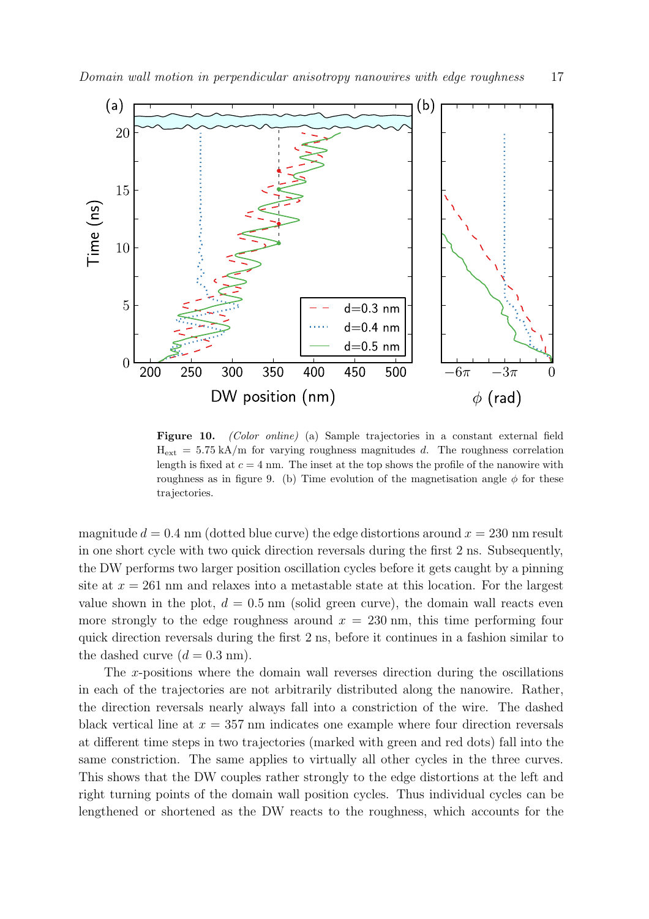**Figure 10.** *(Color online)* (a) Sample trajectories in a constant external field $H_{ext} = 5.75$ kA/m for varying roughness magnitudes $d$. The roughness correlation length is fixed at $c = 4$ nm. The inset at the top shows the profile of the nanowire with roughness as in figure 9. (b) Time evolution of the magnetisation angle $\phi$ for these trajectories.

magnitude $d = 0.4$ nm (dotted blue curve) the edge distortions around $x = 230$ nm result in one short cycle with two quick direction reversals during the first 2 ns. Subsequently, the DW performs two larger position oscillation cycles before it gets caught by a pinning site at $x = 261$ nm and relaxes into a metastable state at this location. For the largest value shown in the plot, $d = 0.5$ nm (solid green curve), the domain wall reacts even more strongly to the edge roughness around $x = 230$ nm, this time performing four quick direction reversals during the first 2 ns, before it continues in a fashion similar to the dashed curve ($d = 0.3$ nm).

The $x$-positions where the domain wall reverses direction during the oscillations in each of the trajectories are not arbitrarily distributed along the nanowire. Rather, the direction reversals nearly always fall into a constriction of the wire. The dashed black vertical line at $x = 357$ nm indicates one example where four direction reversals at different time steps in two trajectories (marked with green and red dots) fall into the same constriction. The same applies to virtually all other cycles in the three curves. This shows that the DW couples rather strongly to the edge distortions at the left and right turning points of the domain wall position cycles. Thus individual cycles can be lengthened or shortened as the DW reacts to the roughness, which accounts for the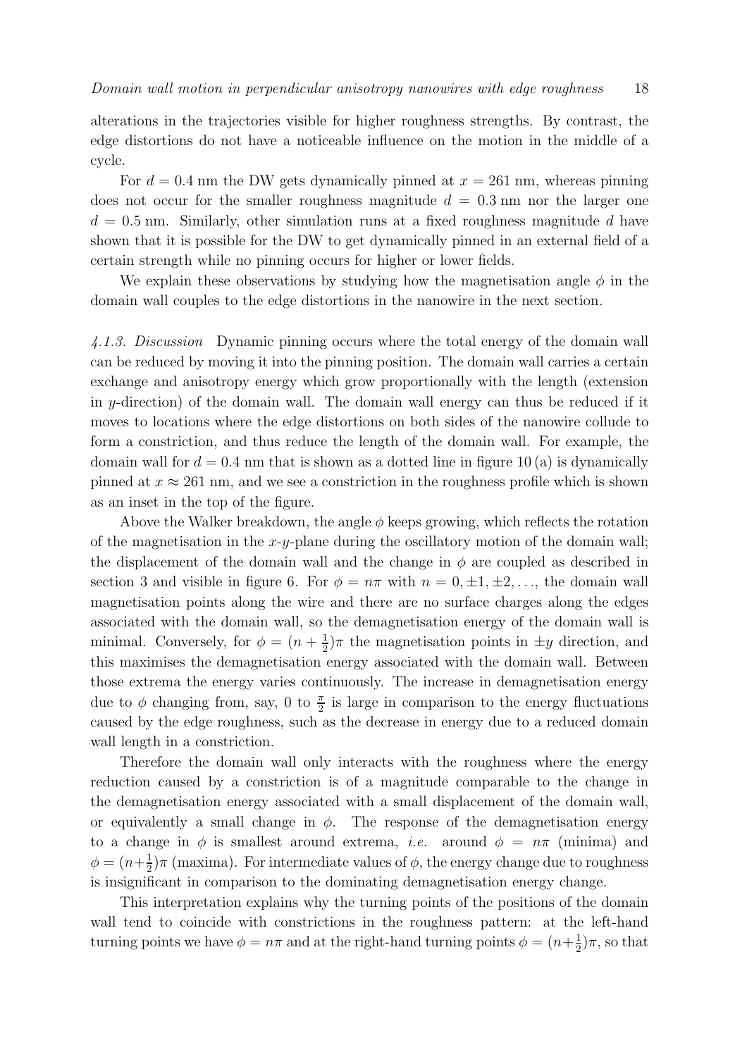alterations in the trajectories visible for higher roughness strengths. By contrast, the edge distortions do not have a noticeable influence on the motion in the middle of a cycle.

For $d = 0.4$ nm the DW gets dynamically pinned at $x = 261$ nm, whereas pinning does not occur for the smaller roughness magnitude $d = 0.3$ nm nor the larger one $d = 0.5$ nm. Similarly, other simulation runs at a fixed roughness magnitude $d$ have shown that it is possible for the DW to get dynamically pinned in an external field of a certain strength while no pinning occurs for higher or lower fields.

We explain these observations by studying how the magnetisation angle $\phi$ in the domain wall couples to the edge distortions in the nanowire in the next section.

*4.1.3. Discussion* Dynamic pinning occurs where the total energy of the domain wall can be reduced by moving it into the pinning position. The domain wall carries a certain exchange and anisotropy energy which grow proportionally with the length (extension in $y$-direction) of the domain wall. The domain wall energy can thus be reduced if it moves to locations where the edge distortions on both sides of the nanowire collude to form a constriction, and thus reduce the length of the domain wall. For example, the domain wall for $d = 0.4$ nm that is shown as a dotted line in figure 10 (a) is dynamically pinned at $x \approx 261$ nm, and we see a constriction in the roughness profile which is shown as an inset in the top of the figure.

Above the Walker breakdown, the angle $\phi$ keeps growing, which reflects the rotation of the magnetisation in the $x$-$y$-plane during the oscillatory motion of the domain wall; the displacement of the domain wall and the change in $\phi$ are coupled as described in section 3 and visible in figure 6. For $\phi = n\pi$ with $n = 0, \pm 1, \pm 2, \ldots$, the domain wall magnetisation points along the wire and there are no surface charges along the edges associated with the domain wall, so the demagnetisation energy of the domain wall is minimal. Conversely, for $\phi = (n + \frac{1}{2})\pi$ the magnetisation points in $\pm y$ direction, and this maximises the demagnetisation energy associated with the domain wall. Between those extrema the energy varies continuously. The increase in demagnetisation energy due to $\phi$ changing from, say, 0 to $\frac{\pi}{2}$ is large in comparison to the energy fluctuations caused by the edge roughness, such as the decrease in energy due to a reduced domain wall length in a constriction.

Therefore the domain wall only interacts with the roughness where the energy reduction caused by a constriction is of a magnitude comparable to the change in the demagnetisation energy associated with a small displacement of the domain wall, or equivalently a small change in $\phi$. The response of the demagnetisation energy to a change in $\phi$ is smallest around extrema, *i.e.* around $\phi = n\pi$ (minima) and $\phi = (n+\frac{1}{2})\pi$ (maxima). For intermediate values of $\phi$, the energy change due to roughness is insignificant in comparison to the dominating demagnetisation energy change.

This interpretation explains why the turning points of the positions of the domain wall tend to coincide with constrictions in the roughness pattern: at the left-hand turning points we have $\phi = n\pi$ and at the right-hand turning points $\phi = (n+\frac{1}{2})\pi$, so that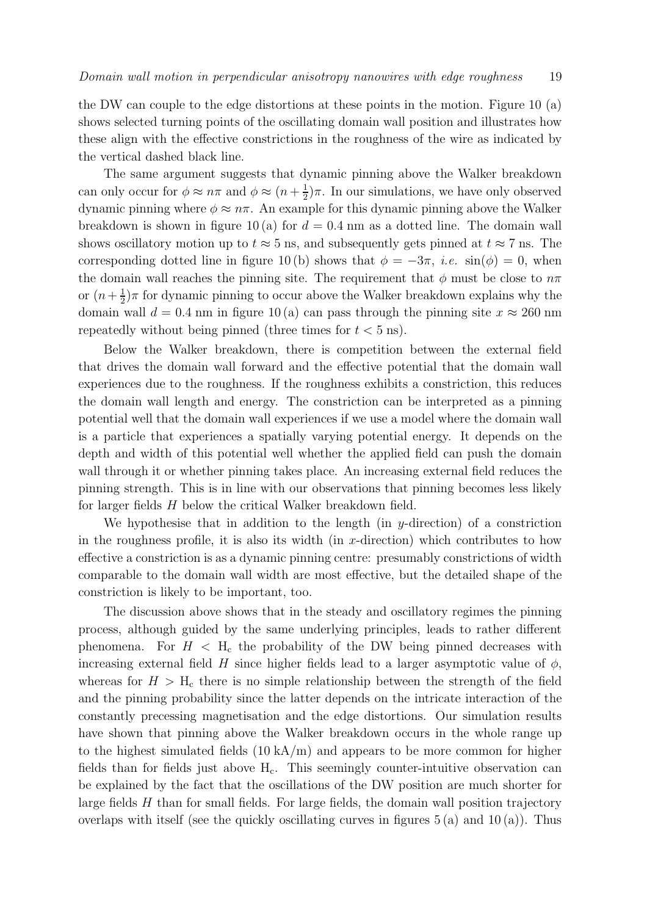the DW can couple to the edge distortions at these points in the motion. Figure 10 (a) shows selected turning points of the oscillating domain wall position and illustrates how these align with the effective constrictions in the roughness of the wire as indicated by the vertical dashed black line.

The same argument suggests that dynamic pinning above the Walker breakdown can only occur for $\phi \approx n\pi$ and $\phi \approx (n + \frac{1}{2})\pi$. In our simulations, we have only observed dynamic pinning where $\phi \approx n\pi$. An example for this dynamic pinning above the Walker breakdown is shown in figure 10 (a) for $d = 0.4$ nm as a dotted line. The domain wall shows oscillatory motion up to $t \approx 5$ ns, and subsequently gets pinned at $t \approx 7$ ns. The corresponding dotted line in figure 10 (b) shows that $\phi = -3\pi$, *i.e.* $\sin(\phi) = 0$, when the domain wall reaches the pinning site. The requirement that $\phi$ must be close to $n\pi$ or $(n + \frac{1}{2})\pi$ for dynamic pinning to occur above the Walker breakdown explains why the domain wall $d = 0.4$ nm in figure 10 (a) can pass through the pinning site $x \approx 260$ nm repeatedly without being pinned (three times for $t < 5$ ns).

Below the Walker breakdown, there is competition between the external field that drives the domain wall forward and the effective potential that the domain wall experiences due to the roughness. If the roughness exhibits a constriction, this reduces the domain wall length and energy. The constriction can be interpreted as a pinning potential well that the domain wall experiences if we use a model where the domain wall is a particle that experiences a spatially varying potential energy. It depends on the depth and width of this potential well whether the applied field can push the domain wall through it or whether pinning takes place. An increasing external field reduces the pinning strength. This is in line with our observations that pinning becomes less likely for larger fields $H$ below the critical Walker breakdown field.

We hypothesise that in addition to the length (in $y$-direction) of a constriction in the roughness profile, it is also its width (in $x$-direction) which contributes to how effective a constriction is as a dynamic pinning centre: presumably constrictions of width comparable to the domain wall width are most effective, but the detailed shape of the constriction is likely to be important, too.

The discussion above shows that in the steady and oscillatory regimes the pinning process, although guided by the same underlying principles, leads to rather different phenomena. For $H < \mathrm{H_c}$ the probability of the DW being pinned decreases with increasing external field $H$ since higher fields lead to a larger asymptotic value of $\phi$, whereas for $H > \mathrm{H_c}$ there is no simple relationship between the strength of the field and the pinning probability since the latter depends on the intricate interaction of the constantly precessing magnetisation and the edge distortions. Our simulation results have shown that pinning above the Walker breakdown occurs in the whole range up to the highest simulated fields (10 kA/m) and appears to be more common for higher fields than for fields just above $\mathrm{H_c}$. This seemingly counter-intuitive observation can be explained by the fact that the oscillations of the DW position are much shorter for large fields $H$ than for small fields. For large fields, the domain wall position trajectory overlaps with itself (see the quickly oscillating curves in figures 5 (a) and 10 (a)). Thus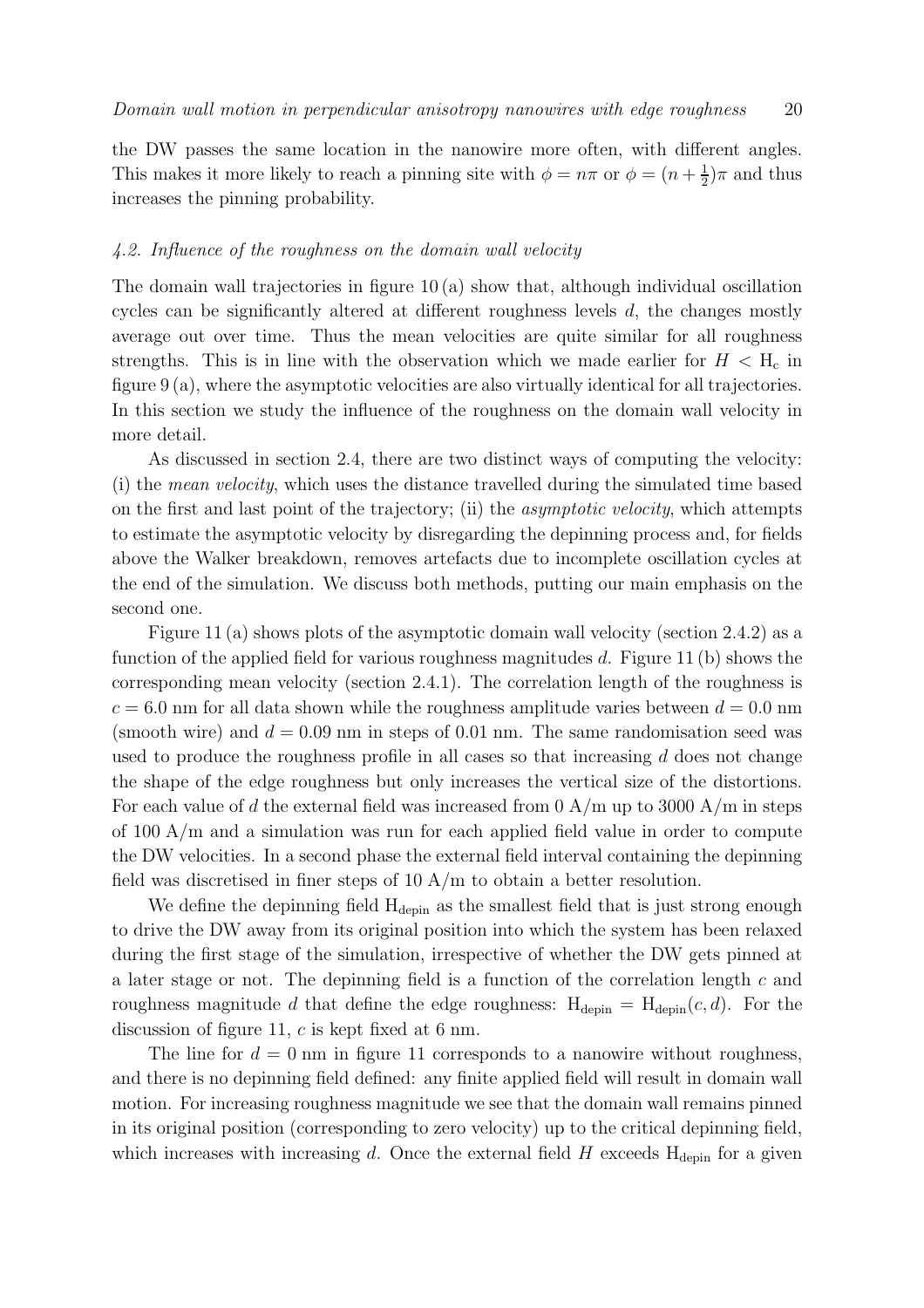the DW passes the same location in the nanowire more often, with different angles. This makes it more likely to reach a pinning site with $\phi = n\pi$ or $\phi = (n + \frac{1}{2})\pi$ and thus increases the pinning probability.

### *4.2. Influence of the roughness on the domain wall velocity*

The domain wall trajectories in figure 10 (a) show that, although individual oscillation cycles can be significantly altered at different roughness levels $d$, the changes mostly average out over time. Thus the mean velocities are quite similar for all roughness strengths. This is in line with the observation which we made earlier for $H < \mathrm{H_c}$ in figure 9 (a), where the asymptotic velocities are also virtually identical for all trajectories. In this section we study the influence of the roughness on the domain wall velocity in more detail.

As discussed in section 2.4, there are two distinct ways of computing the velocity: (i) the *mean velocity*, which uses the distance travelled during the simulated time based on the first and last point of the trajectory; (ii) the *asymptotic velocity*, which attempts to estimate the asymptotic velocity by disregarding the depinning process and, for fields above the Walker breakdown, removes artefacts due to incomplete oscillation cycles at the end of the simulation. We discuss both methods, putting our main emphasis on the second one.

Figure 11 (a) shows plots of the asymptotic domain wall velocity (section 2.4.2) as a function of the applied field for various roughness magnitudes $d$. Figure 11 (b) shows the corresponding mean velocity (section 2.4.1). The correlation length of the roughness is $c = 6.0$ nm for all data shown while the roughness amplitude varies between $d = 0.0$ nm (smooth wire) and $d = 0.09$ nm in steps of 0.01 nm. The same randomisation seed was used to produce the roughness profile in all cases so that increasing $d$ does not change the shape of the edge roughness but only increases the vertical size of the distortions. For each value of $d$ the external field was increased from 0 A/m up to 3000 A/m in steps of 100 A/m and a simulation was run for each applied field value in order to compute the DW velocities. In a second phase the external field interval containing the depinning field was discretised in finer steps of 10 A/m to obtain a better resolution.

We define the depinning field $\mathrm{H_{depin}}$ as the smallest field that is just strong enough to drive the DW away from its original position into which the system has been relaxed during the first stage of the simulation, irrespective of whether the DW gets pinned at a later stage or not. The depinning field is a function of the correlation length $c$ and roughness magnitude $d$ that define the edge roughness: $\mathrm{H_{depin}} = \mathrm{H_{depin}}(c, d)$. For the discussion of figure 11, $c$ is kept fixed at 6 nm.

The line for $d = 0$ nm in figure 11 corresponds to a nanowire without roughness, and there is no depinning field defined: any finite applied field will result in domain wall motion. For increasing roughness magnitude we see that the domain wall remains pinned in its original position (corresponding to zero velocity) up to the critical depinning field, which increases with increasing $d$. Once the external field $H$ exceeds $\mathrm{H_{depin}}$ for a given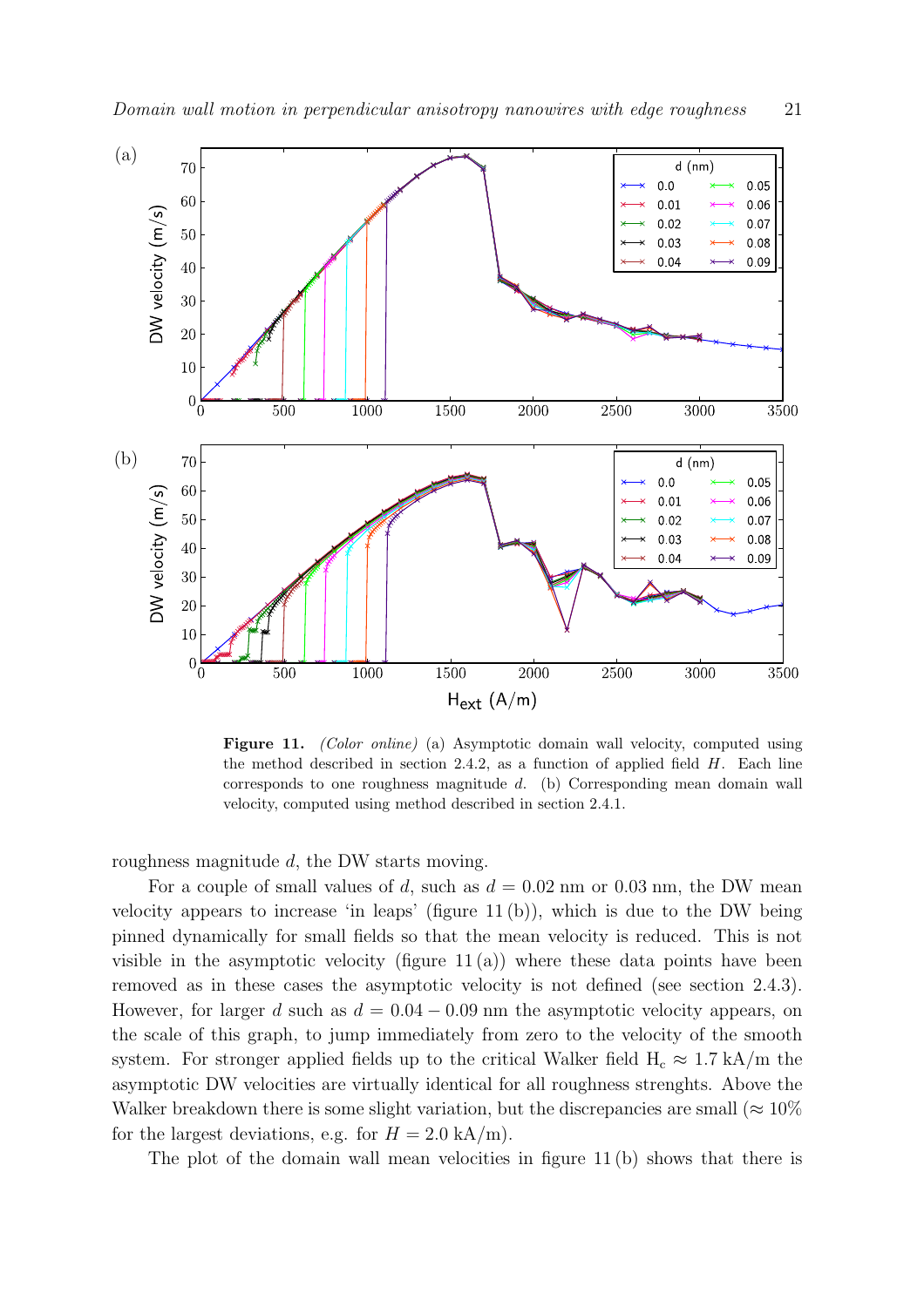**Figure 11.** *(Color online)* (a) Asymptotic domain wall velocity, computed using the method described in section 2.4.2, as a function of applied field $H$. Each line corresponds to one roughness magnitude $d$. (b) Corresponding mean domain wall velocity, computed using method described in section 2.4.1.

roughness magnitude $d$, the DW starts moving.

For a couple of small values of $d$, such as $d = 0.02$ nm or 0.03 nm, the DW mean velocity appears to increase 'in leaps' (figure 11 (b)), which is due to the DW being pinned dynamically for small fields so that the mean velocity is reduced. This is not visible in the asymptotic velocity (figure 11 (a)) where these data points have been removed as in these cases the asymptotic velocity is not defined (see section 2.4.3). However, for larger $d$ such as $d = 0.04 - 0.09$ nm the asymptotic velocity appears, on the scale of this graph, to jump immediately from zero to the velocity of the smooth system. For stronger applied fields up to the critical Walker field $\mathrm{H_c} \approx 1.7$ kA/m the asymptotic DW velocities are virtually identical for all roughness strenghts. Above the Walker breakdown there is some slight variation, but the discrepancies are small ($\approx 10\%$ for the largest deviations, e.g. for $H = 2.0$ kA/m).

The plot of the domain wall mean velocities in figure 11 (b) shows that there is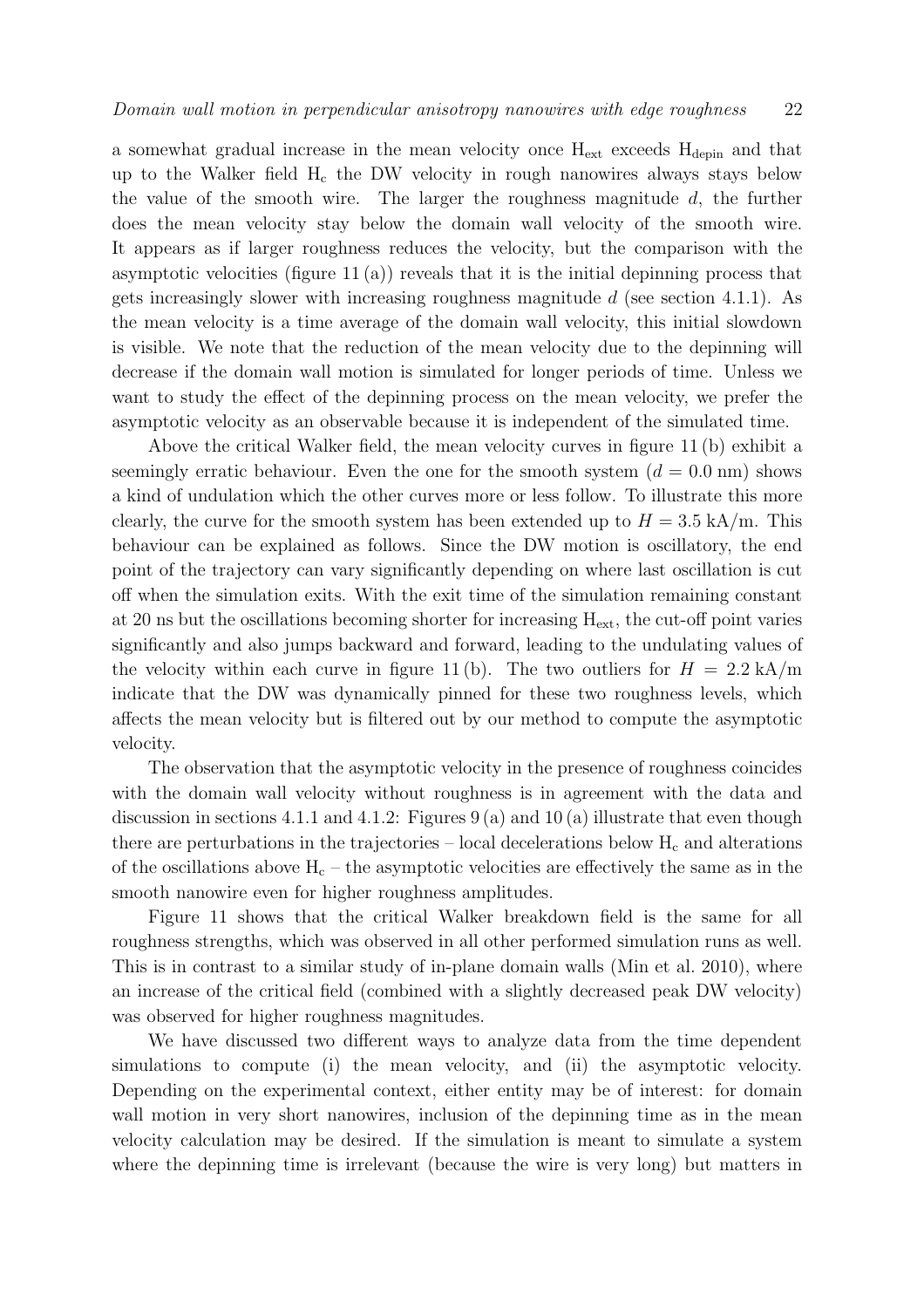a somewhat gradual increase in the mean velocity once $H_{ext}$ exceeds $H_{depin}$ and that up to the Walker field $H_c$ the DW velocity in rough nanowires always stays below the value of the smooth wire. The larger the roughness magnitude $d$, the further does the mean velocity stay below the domain wall velocity of the smooth wire. It appears as if larger roughness reduces the velocity, but the comparison with the asymptotic velocities (figure 11 (a)) reveals that it is the initial depinning process that gets increasingly slower with increasing roughness magnitude $d$ (see section 4.1.1). As the mean velocity is a time average of the domain wall velocity, this initial slowdown is visible. We note that the reduction of the mean velocity due to the depinning will decrease if the domain wall motion is simulated for longer periods of time. Unless we want to study the effect of the depinning process on the mean velocity, we prefer the asymptotic velocity as an observable because it is independent of the simulated time.

Above the critical Walker field, the mean velocity curves in figure 11 (b) exhibit a seemingly erratic behaviour. Even the one for the smooth system ($d = 0.0$ nm) shows a kind of undulation which the other curves more or less follow. To illustrate this more clearly, the curve for the smooth system has been extended up to $H = 3.5$ kA/m. This behaviour can be explained as follows. Since the DW motion is oscillatory, the end point of the trajectory can vary significantly depending on where last oscillation is cut off when the simulation exits. With the exit time of the simulation remaining constant at 20 ns but the oscillations becoming shorter for increasing $H_{ext}$, the cut-off point varies significantly and also jumps backward and forward, leading to the undulating values of the velocity within each curve in figure 11 (b). The two outliers for $H = 2.2$ kA/m indicate that the DW was dynamically pinned for these two roughness levels, which affects the mean velocity but is filtered out by our method to compute the asymptotic velocity.

The observation that the asymptotic velocity in the presence of roughness coincides with the domain wall velocity without roughness is in agreement with the data and discussion in sections 4.1.1 and 4.1.2: Figures 9 (a) and 10 (a) illustrate that even though there are perturbations in the trajectories – local decelerations below $H_c$ and alterations of the oscillations above $H_c$ – the asymptotic velocities are effectively the same as in the smooth nanowire even for higher roughness amplitudes.

Figure 11 shows that the critical Walker breakdown field is the same for all roughness strengths, which was observed in all other performed simulation runs as well. This is in contrast to a similar study of in-plane domain walls (Min et al. 2010), where an increase of the critical field (combined with a slightly decreased peak DW velocity) was observed for higher roughness magnitudes.

We have discussed two different ways to analyze data from the time dependent simulations to compute (i) the mean velocity, and (ii) the asymptotic velocity. Depending on the experimental context, either entity may be of interest: for domain wall motion in very short nanowires, inclusion of the depinning time as in the mean velocity calculation may be desired. If the simulation is meant to simulate a system where the depinning time is irrelevant (because the wire is very long) but matters in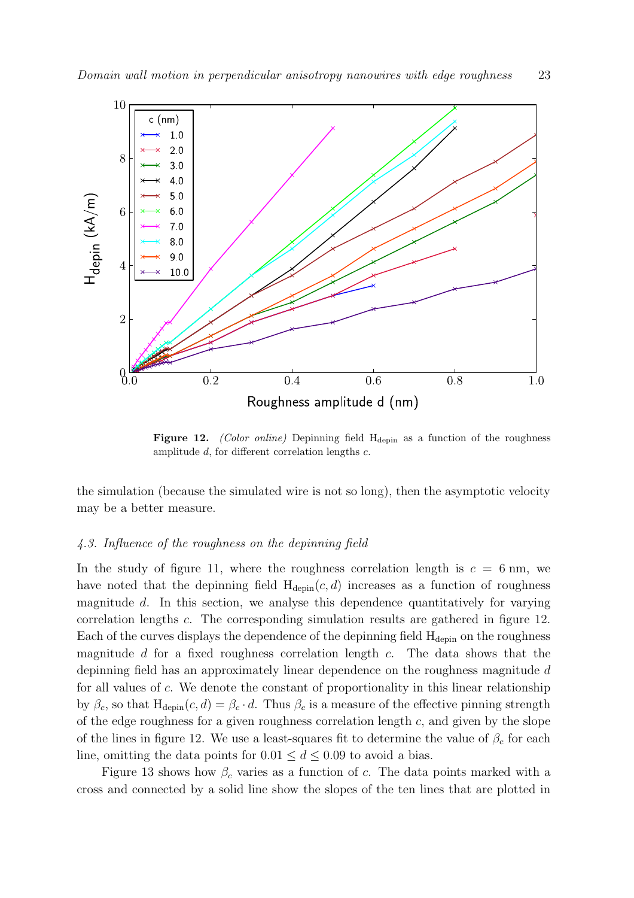**Figure 12.** *(Color online)* Depinning field $\mathrm{H_{depin}}$ as a function of the roughness amplitude $d$, for different correlation lengths $c$.

the simulation (because the simulated wire is not so long), then the asymptotic velocity may be a better measure.

### *4.3. Influence of the roughness on the depinning field*

In the study of figure 11, where the roughness correlation length is $c = 6$ nm, we have noted that the depinning field $\mathrm{H_{depin}}(c, d)$ increases as a function of roughness magnitude $d$. In this section, we analyse this dependence quantitatively for varying correlation lengths $c$. The corresponding simulation results are gathered in figure 12. Each of the curves displays the dependence of the depinning field $\mathrm{H_{depin}}$ on the roughness magnitude $d$ for a fixed roughness correlation length $c$. The data shows that the depinning field has an approximately linear dependence on the roughness magnitude $d$ for all values of $c$. We denote the constant of proportionality in this linear relationship by $\beta_c$, so that $\mathrm{H_{depin}}(c, d) = \beta_c \cdot d$. Thus $\beta_c$ is a measure of the effective pinning strength of the edge roughness for a given roughness correlation length $c$, and given by the slope of the lines in figure 12. We use a least-squares fit to determine the value of $\beta_c$ for each line, omitting the data points for $0.01 \leq d \leq 0.09$ to avoid a bias.

Figure 13 shows how $\beta_c$ varies as a function of $c$. The data points marked with a cross and connected by a solid line show the slopes of the ten lines that are plotted in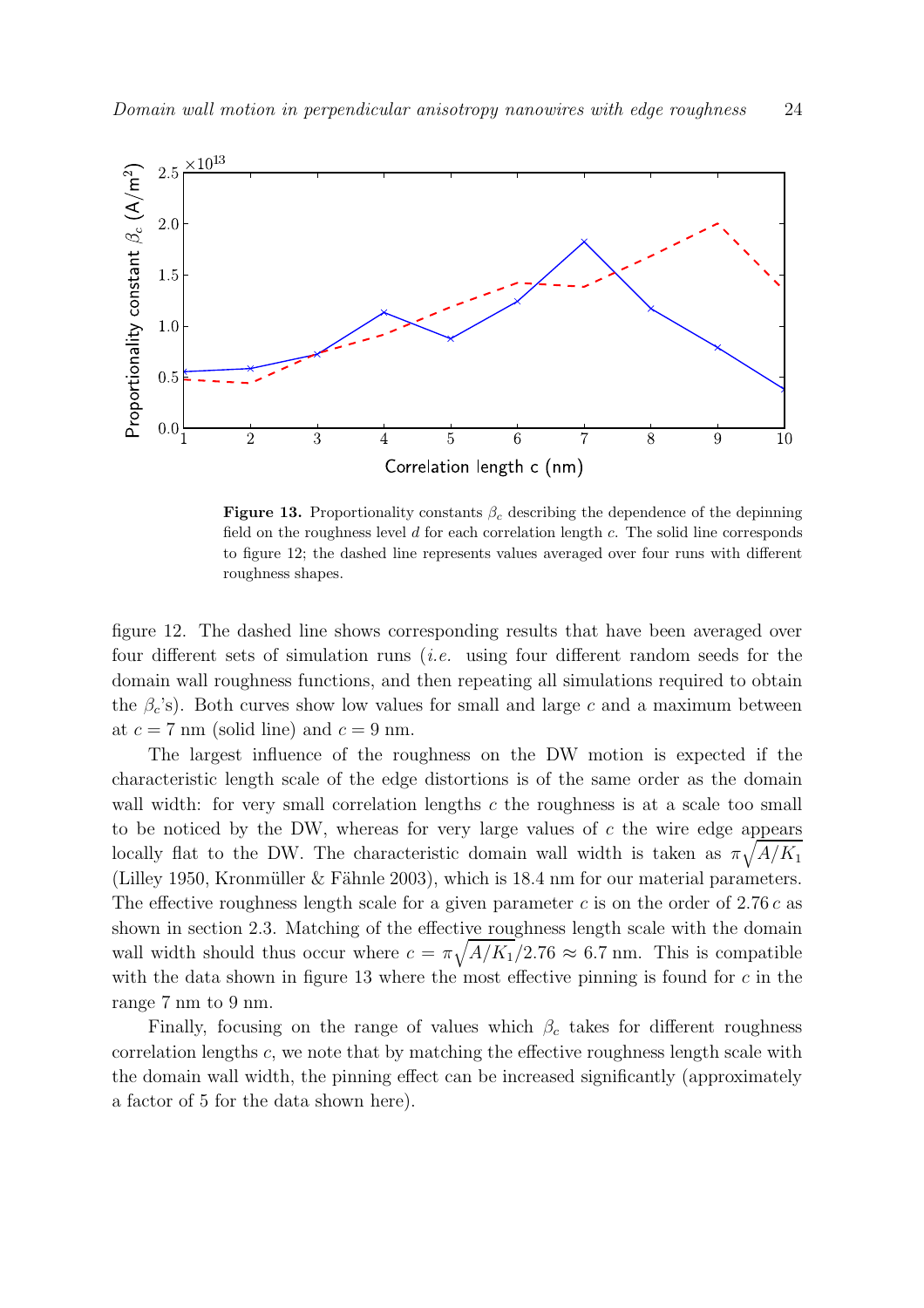**Figure 13.** Proportionality constants $\beta_c$ describing the dependence of the depinning field on the roughness level $d$ for each correlation length $c$. The solid line corresponds to figure 12; the dashed line represents values averaged over four runs with different roughness shapes.

figure 12. The dashed line shows corresponding results that have been averaged over four different sets of simulation runs (*i.e.* using four different random seeds for the domain wall roughness functions, and then repeating all simulations required to obtain the $\beta_c$'s). Both curves show low values for small and large $c$ and a maximum between at $c = 7$ nm (solid line) and $c = 9$ nm.

The largest influence of the roughness on the DW motion is expected if the characteristic length scale of the edge distortions is of the same order as the domain wall width: for very small correlation lengths $c$ the roughness is at a scale too small to be noticed by the DW, whereas for very large values of $c$ the wire edge appears locally flat to the DW. The characteristic domain wall width is taken as $\pi\sqrt{A/K_1}$ (Lilley 1950, Kronmüller & Fähnle 2003), which is 18.4 nm for our material parameters. The effective roughness length scale for a given parameter $c$ is on the order of $2.76\,c$ as shown in section 2.3. Matching of the effective roughness length scale with the domain wall width should thus occur where $c = \pi\sqrt{A/K_1}/2.76 \approx 6.7$ nm. This is compatible with the data shown in figure 13 where the most effective pinning is found for $c$ in the range 7 nm to 9 nm.

Finally, focusing on the range of values which $\beta_c$ takes for different roughness correlation lengths $c$, we note that by matching the effective roughness length scale with the domain wall width, the pinning effect can be increased significantly (approximately a factor of 5 for the data shown here).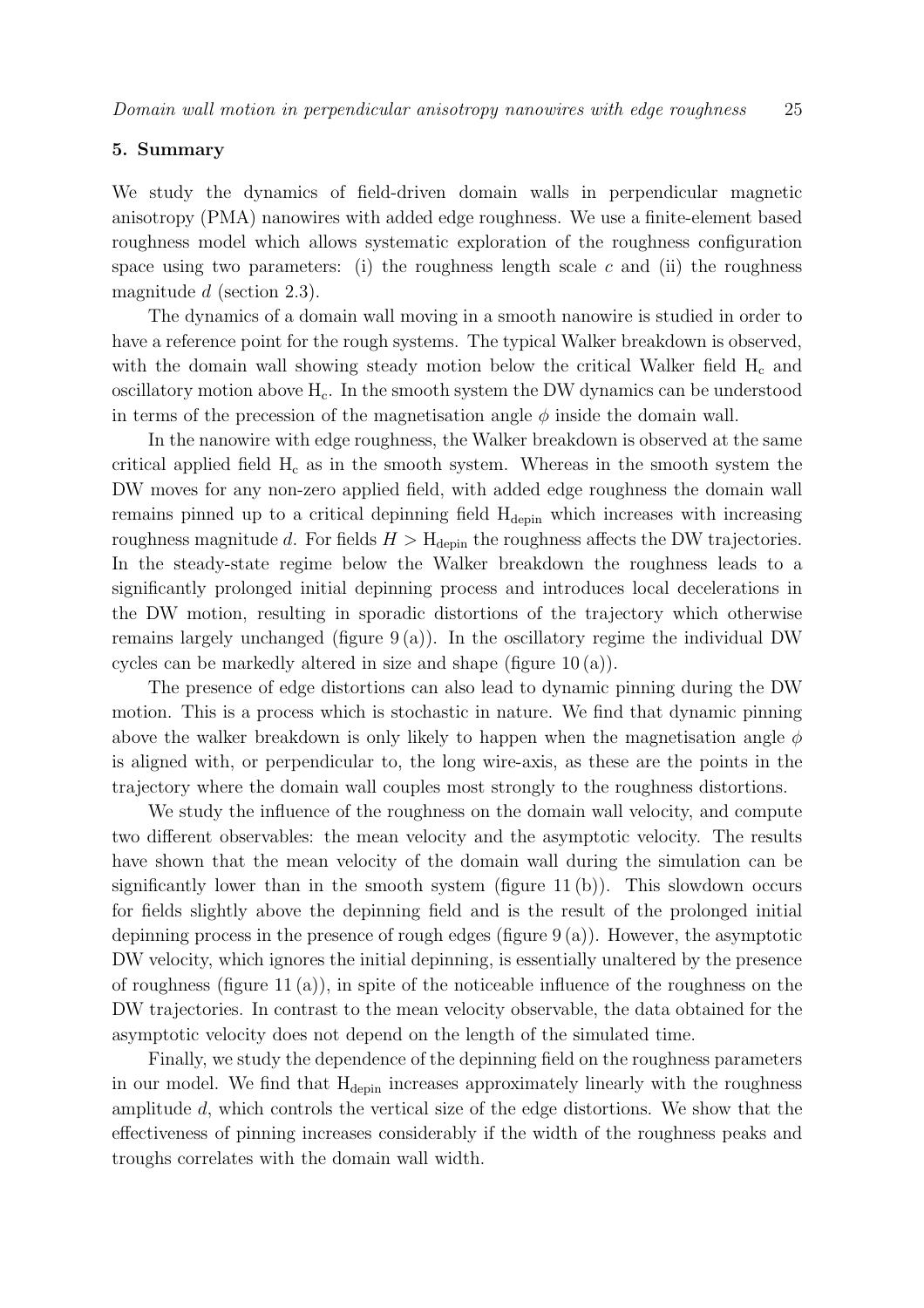## 5. Summary

We study the dynamics of field-driven domain walls in perpendicular magnetic anisotropy (PMA) nanowires with added edge roughness. We use a finite-element based roughness model which allows systematic exploration of the roughness configuration space using two parameters: (i) the roughness length scale $c$ and (ii) the roughness magnitude $d$ (section 2.3).

The dynamics of a domain wall moving in a smooth nanowire is studied in order to have a reference point for the rough systems. The typical Walker breakdown is observed, with the domain wall showing steady motion below the critical Walker field $\mathrm{H_c}$ and oscillatory motion above $\mathrm{H_c}$. In the smooth system the DW dynamics can be understood in terms of the precession of the magnetisation angle $\phi$ inside the domain wall.

In the nanowire with edge roughness, the Walker breakdown is observed at the same critical applied field $\mathrm{H_c}$ as in the smooth system. Whereas in the smooth system the DW moves for any non-zero applied field, with added edge roughness the domain wall remains pinned up to a critical depinning field $\mathrm{H_{depin}}$ which increases with increasing roughness magnitude $d$. For fields $H > \mathrm{H_{depin}}$ the roughness affects the DW trajectories. In the steady-state regime below the Walker breakdown the roughness leads to a significantly prolonged initial depinning process and introduces local decelerations in the DW motion, resulting in sporadic distortions of the trajectory which otherwise remains largely unchanged (figure 9 (a)). In the oscillatory regime the individual DW cycles can be markedly altered in size and shape (figure 10 (a)).

The presence of edge distortions can also lead to dynamic pinning during the DW motion. This is a process which is stochastic in nature. We find that dynamic pinning above the walker breakdown is only likely to happen when the magnetisation angle $\phi$ is aligned with, or perpendicular to, the long wire-axis, as these are the points in the trajectory where the domain wall couples most strongly to the roughness distortions.

We study the influence of the roughness on the domain wall velocity, and compute two different observables: the mean velocity and the asymptotic velocity. The results have shown that the mean velocity of the domain wall during the simulation can be significantly lower than in the smooth system (figure 11 (b)). This slowdown occurs for fields slightly above the depinning field and is the result of the prolonged initial depinning process in the presence of rough edges (figure 9 (a)). However, the asymptotic DW velocity, which ignores the initial depinning, is essentially unaltered by the presence of roughness (figure 11 (a)), in spite of the noticeable influence of the roughness on the DW trajectories. In contrast to the mean velocity observable, the data obtained for the asymptotic velocity does not depend on the length of the simulated time.

Finally, we study the dependence of the depinning field on the roughness parameters in our model. We find that $\mathrm{H_{depin}}$ increases approximately linearly with the roughness amplitude $d$, which controls the vertical size of the edge distortions. We show that the effectiveness of pinning increases considerably if the width of the roughness peaks and troughs correlates with the domain wall width.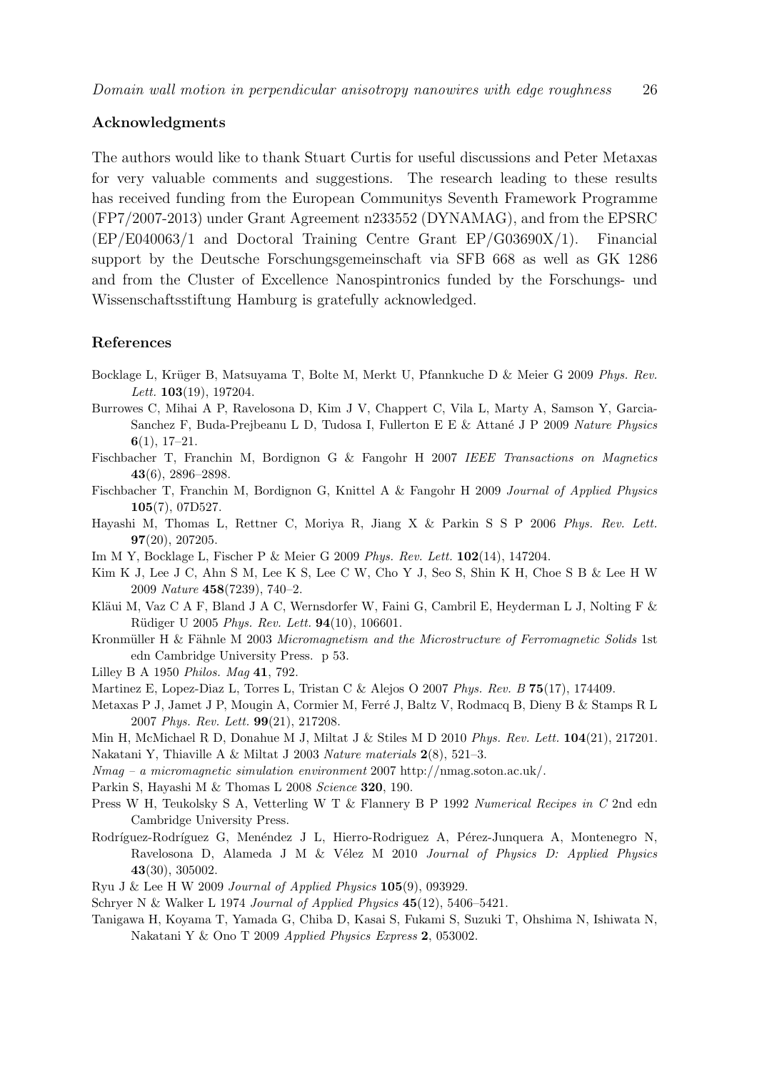## Acknowledgments

The authors would like to thank Stuart Curtis for useful discussions and Peter Metaxas for very valuable comments and suggestions. The research leading to these results has received funding from the European Communitys Seventh Framework Programme (FP7/2007-2013) under Grant Agreement n233552 (DYNAMAG), and from the EPSRC (EP/E040063/1 and Doctoral Training Centre Grant EP/G03690X/1). Financial support by the Deutsche Forschungsgemeinschaft via SFB 668 as well as GK 1286 and from the Cluster of Excellence Nanospintronics funded by the Forschungs- und Wissenschaftsstiftung Hamburg is gratefully acknowledged.

## References

Bocklage L, Krüger B, Matsuyama T, Bolte M, Merkt U, Pfannkuche D & Meier G 2009 *Phys. Rev. Lett.* **103**(19), 197204.

Burrowes C, Mihai A P, Ravelosona D, Kim J V, Chappert C, Vila L, Marty A, Samson Y, Garcia-Sanchez F, Buda-Prejbeanu L D, Tudosa I, Fullerton E E & Attané J P 2009 *Nature Physics* **6**(1), 17–21.

Fischbacher T, Franchin M, Bordignon G & Fangohr H 2007 *IEEE Transactions on Magnetics* **43**(6), 2896–2898.

Fischbacher T, Franchin M, Bordignon G, Knittel A & Fangohr H 2009 *Journal of Applied Physics* **105**(7), 07D527.

Hayashi M, Thomas L, Rettner C, Moriya R, Jiang X & Parkin S S P 2006 *Phys. Rev. Lett.* **97**(20), 207205.

Im M Y, Bocklage L, Fischer P & Meier G 2009 *Phys. Rev. Lett.* **102**(14), 147204.

Kim K J, Lee J C, Ahn S M, Lee K S, Lee C W, Cho Y J, Seo S, Shin K H, Choe S B & Lee H W 2009 *Nature* **458**(7239), 740–2.

Kläui M, Vaz C A F, Bland J A C, Wernsdorfer W, Faini G, Cambril E, Heyderman L J, Nolting F & Rüdiger U 2005 *Phys. Rev. Lett.* **94**(10), 106601.

Kronmüller H & Fähnle M 2003 *Micromagnetism and the Microstructure of Ferromagnetic Solids* 1st edn Cambridge University Press. p 53.

Lilley B A 1950 *Philos. Mag* **41**, 792.

Martinez E, Lopez-Diaz L, Torres L, Tristan C & Alejos O 2007 *Phys. Rev. B* **75**(17), 174409.

Metaxas P J, Jamet J P, Mougin A, Cormier M, Ferré J, Baltz V, Rodmacq B, Dieny B & Stamps R L 2007 *Phys. Rev. Lett.* **99**(21), 217208.

Min H, McMichael R D, Donahue M J, Miltat J & Stiles M D 2010 *Phys. Rev. Lett.* **104**(21), 217201.

Nakatani Y, Thiaville A & Miltat J 2003 *Nature materials* **2**(8), 521–3.

*Nmag – a micromagnetic simulation environment* 2007 http://nmag.soton.ac.uk/.

Parkin S, Hayashi M & Thomas L 2008 *Science* **320**, 190.

Press W H, Teukolsky S A, Vetterling W T & Flannery B P 1992 *Numerical Recipes in C* 2nd edn Cambridge University Press.

Rodríguez-Rodríguez G, Menéndez J L, Hierro-Rodriguez A, Pérez-Junquera A, Montenegro N, Ravelosona D, Alameda J M & Vélez M 2010 *Journal of Physics D: Applied Physics* **43**(30), 305002.

Ryu J & Lee H W 2009 *Journal of Applied Physics* **105**(9), 093929.

Schryer N & Walker L 1974 *Journal of Applied Physics* **45**(12), 5406–5421.

Tanigawa H, Koyama T, Yamada G, Chiba D, Kasai S, Fukami S, Suzuki T, Ohshima N, Ishiwata N, Nakatani Y & Ono T 2009 *Applied Physics Express* **2**, 053002.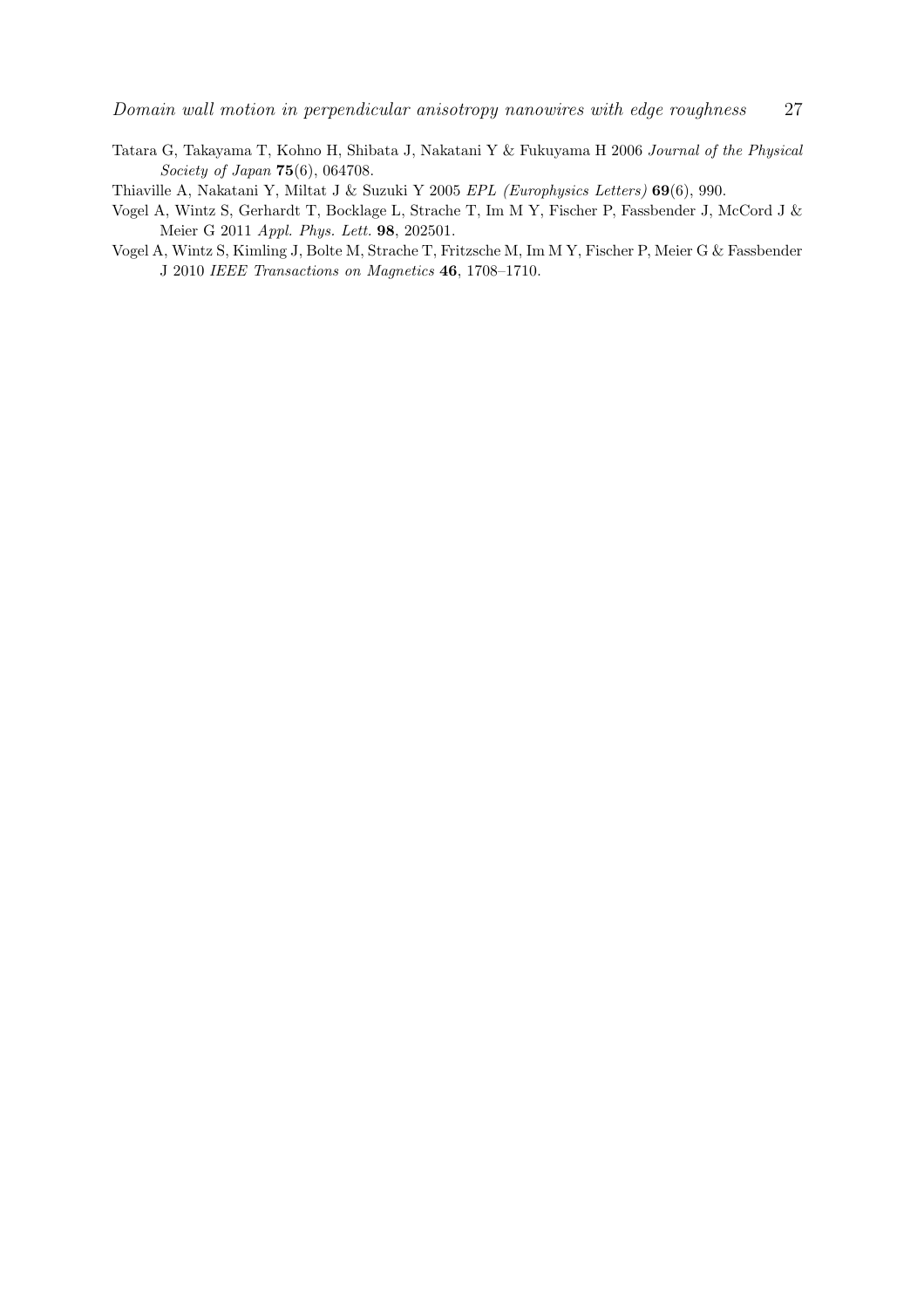Tatara G, Takayama T, Kohno H, Shibata J, Nakatani Y & Fukuyama H 2006 *Journal of the Physical Society of Japan* **75**(6), 064708.

Thiaville A, Nakatani Y, Miltat J & Suzuki Y 2005 *EPL (Europhysics Letters)* **69**(6), 990.

Vogel A, Wintz S, Gerhardt T, Bocklage L, Strache T, Im M Y, Fischer P, Fassbender J, McCord J & Meier G 2011 *Appl. Phys. Lett.* **98**, 202501.

Vogel A, Wintz S, Kimling J, Bolte M, Strache T, Fritzsche M, Im M Y, Fischer P, Meier G & Fassbender J 2010 *IEEE Transactions on Magnetics* **46**, 1708–1710.